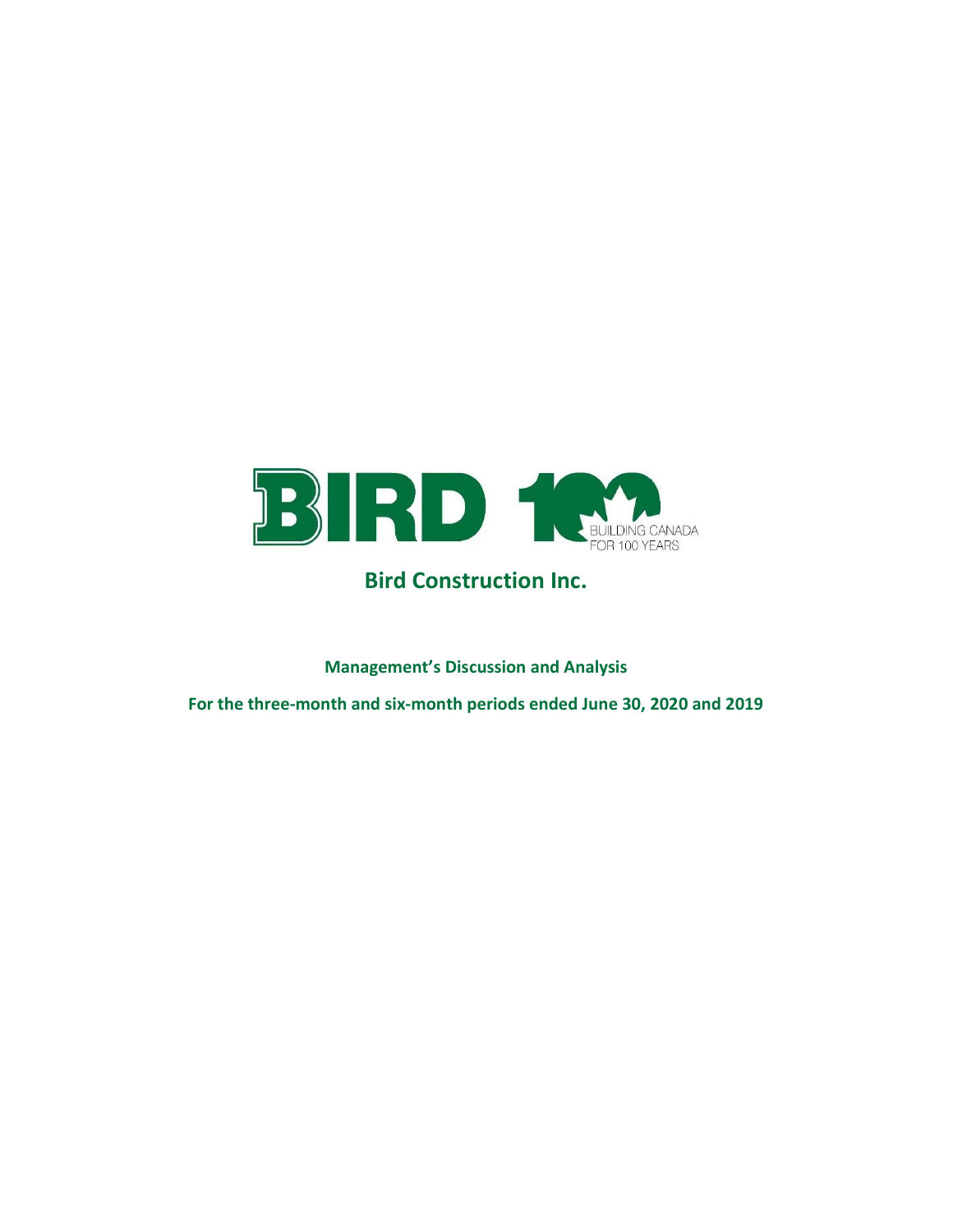BIRD 100 BUILDING CANADA FOR 100 YEARS

# Bird Construction Inc.

**Management's Discussion and Analysis**

**For the three-month and six-month periods ended June 30, 2020 and 2019**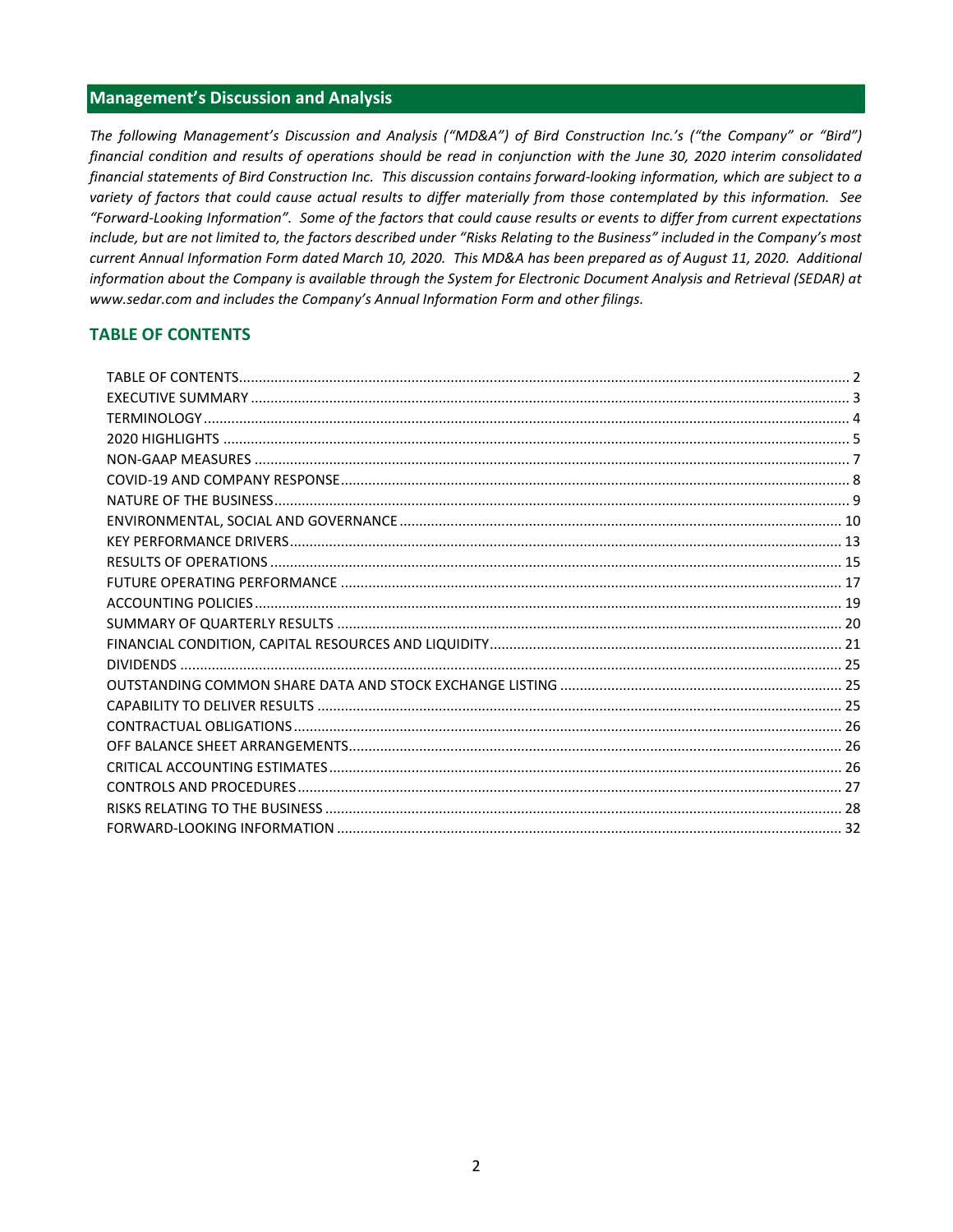## Management's Discussion and Analysis

*The following Management's Discussion and Analysis ("MD&A") of Bird Construction Inc.'s ("the Company" or "Bird") financial condition and results of operations should be read in conjunction with the June 30, 2020 interim consolidated financial statements of Bird Construction Inc. This discussion contains forward-looking information, which are subject to a variety of factors that could cause actual results to differ materially from those contemplated by this information. See "Forward-Looking Information". Some of the factors that could cause results or events to differ from current expectations include, but are not limited to, the factors described under "Risks Relating to the Business" included in the Company's most current Annual Information Form dated March 10, 2020. This MD&A has been prepared as of August 11, 2020. Additional information about the Company is available through the System for Electronic Document Analysis and Retrieval (SEDAR) at www.sedar.com and includes the Company's Annual Information Form and other filings.*

## TABLE OF CONTENTS

| | |
|---|---|
| TABLE OF CONTENTS | 2 |
| EXECUTIVE SUMMARY | 3 |
| TERMINOLOGY | 4 |
| 2020 HIGHLIGHTS | 5 |
| NON-GAAP MEASURES | 7 |
| COVID-19 AND COMPANY RESPONSE | 8 |
| NATURE OF THE BUSINESS | 9 |
| ENVIRONMENTAL, SOCIAL AND GOVERNANCE | 10 |
| KEY PERFORMANCE DRIVERS | 13 |
| RESULTS OF OPERATIONS | 15 |
| FUTURE OPERATING PERFORMANCE | 17 |
| ACCOUNTING POLICIES | 19 |
| SUMMARY OF QUARTERLY RESULTS | 20 |
| FINANCIAL CONDITION, CAPITAL RESOURCES AND LIQUIDITY | 21 |
| DIVIDENDS | 25 |
| OUTSTANDING COMMON SHARE DATA AND STOCK EXCHANGE LISTING | 25 |
| CAPABILITY TO DELIVER RESULTS | 25 |
| CONTRACTUAL OBLIGATIONS | 26 |
| OFF BALANCE SHEET ARRANGEMENTS | 26 |
| CRITICAL ACCOUNTING ESTIMATES | 26 |
| CONTROLS AND PROCEDURES | 27 |
| RISKS RELATING TO THE BUSINESS | 28 |
| FORWARD-LOOKING INFORMATION | 32 |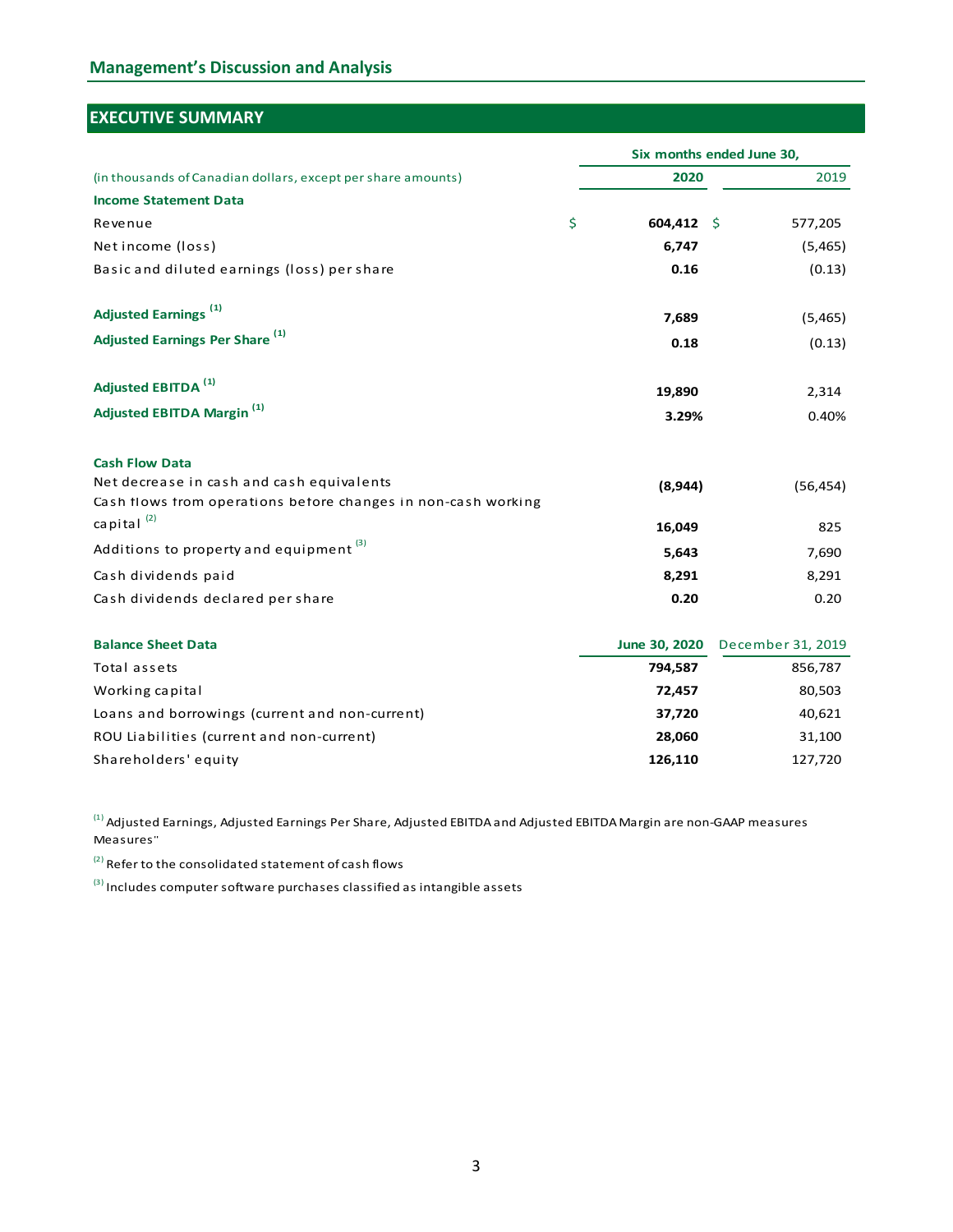## Management's Discussion and Analysis

## EXECUTIVE SUMMARY

| (in thousands of Canadian dollars, except per share amounts) | Six months ended June 30, 2020 | 2019 |
|---|---|---|
| **Income Statement Data** | | |
| Revenue | $ **604,412** | $ 577,205 |
| Net income (loss) | **6,747** | (5,465) |
| Basic and diluted earnings (loss) per share | **0.16** | (0.13) |
| **Adjusted Earnings** [1] | **7,689** | (5,465) |
| **Adjusted Earnings Per Share** [1] | **0.18** | (0.13) |
| **Adjusted EBITDA** [1] | **19,890** | 2,314 |
| **Adjusted EBITDA Margin** [1] | **3.29%** | 0.40% |
| **Cash Flow Data** | | |
| Net decrease in cash and cash equivalents | **(8,944)** | (56,454) |
| Cash flows from operations before changes in non-cash working capital [2] | **16,049** | 825 |
| Additions to property and equipment [3] | **5,643** | 7,690 |
| Cash dividends paid | **8,291** | 8,291 |
| Cash dividends declared per share | **0.20** | 0.20 |
| **Balance Sheet Data** | **June 30, 2020** | December 31, 2019 |
| Total assets | **794,587** | 856,787 |
| Working capital | **72,457** | 80,503 |
| Loans and borrowings (current and non-current) | **37,720** | 40,621 |
| ROU Liabilities (current and non-current) | **28,060** | 31,100 |
| Shareholders' equity | **126,110** | 127,720 |

[1] Adjusted Earnings, Adjusted Earnings Per Share, Adjusted EBITDA and Adjusted EBITDA Margin are non-GAAP measures Measures"

[2] Refer to the consolidated statement of cash flows

[3] Includes computer software purchases classified as intangible assets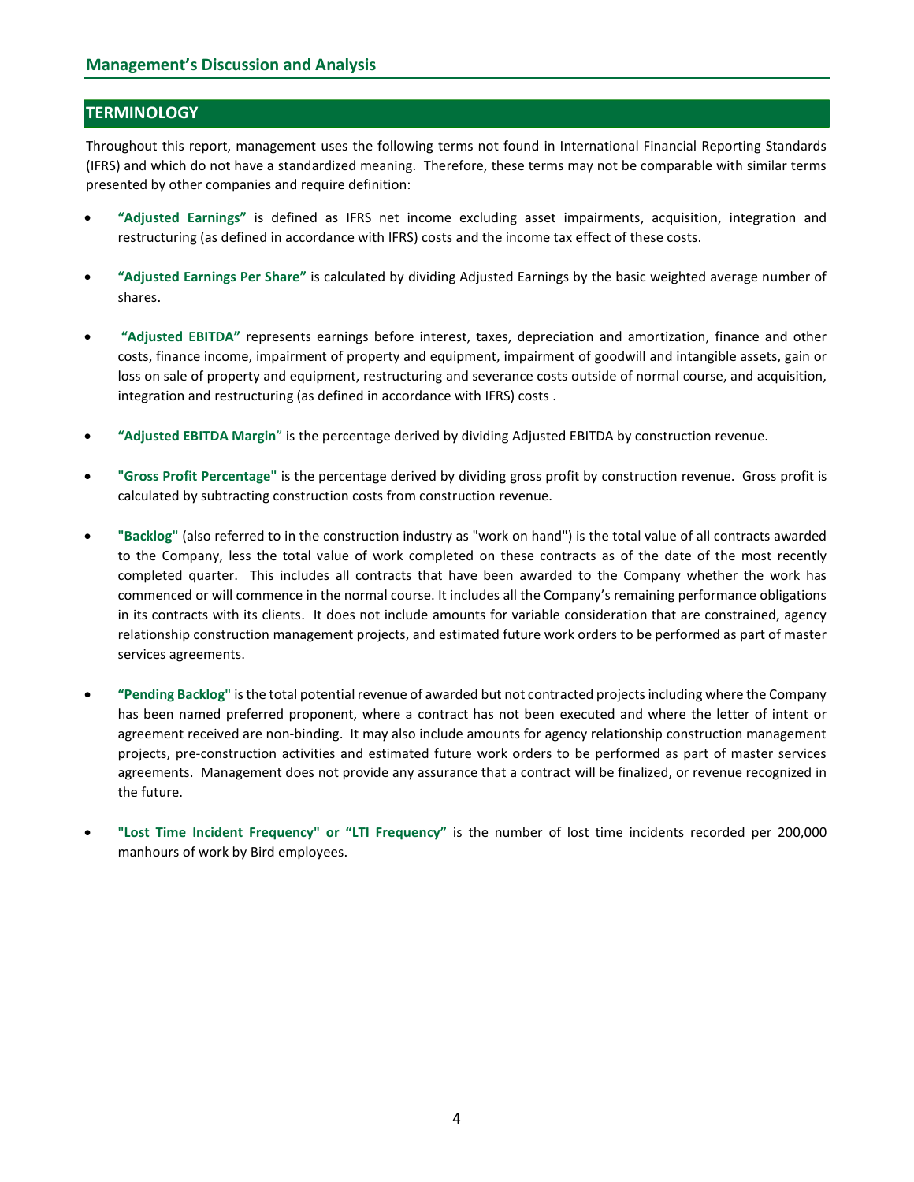## TERMINOLOGY

Throughout this report, management uses the following terms not found in International Financial Reporting Standards (IFRS) and which do not have a standardized meaning. Therefore, these terms may not be comparable with similar terms presented by other companies and require definition:

- **"Adjusted Earnings"** is defined as IFRS net income excluding asset impairments, acquisition, integration and restructuring (as defined in accordance with IFRS) costs and the income tax effect of these costs.

- **"Adjusted Earnings Per Share"** is calculated by dividing Adjusted Earnings by the basic weighted average number of shares.

- **"Adjusted EBITDA"** represents earnings before interest, taxes, depreciation and amortization, finance and other costs, finance income, impairment of property and equipment, impairment of goodwill and intangible assets, gain or loss on sale of property and equipment, restructuring and severance costs outside of normal course, and acquisition, integration and restructuring (as defined in accordance with IFRS) costs .

- **"Adjusted EBITDA Margin"** is the percentage derived by dividing Adjusted EBITDA by construction revenue.

- **"Gross Profit Percentage"** is the percentage derived by dividing gross profit by construction revenue. Gross profit is calculated by subtracting construction costs from construction revenue.

- **"Backlog"** (also referred to in the construction industry as "work on hand") is the total value of all contracts awarded to the Company, less the total value of work completed on these contracts as of the date of the most recently completed quarter. This includes all contracts that have been awarded to the Company whether the work has commenced or will commence in the normal course. It includes all the Company's remaining performance obligations in its contracts with its clients. It does not include amounts for variable consideration that are constrained, agency relationship construction management projects, and estimated future work orders to be performed as part of master services agreements.

- **"Pending Backlog"** is the total potential revenue of awarded but not contracted projects including where the Company has been named preferred proponent, where a contract has not been executed and where the letter of intent or agreement received are non-binding. It may also include amounts for agency relationship construction management projects, pre-construction activities and estimated future work orders to be performed as part of master services agreements. Management does not provide any assurance that a contract will be finalized, or revenue recognized in the future.

- **"Lost Time Incident Frequency" or "LTI Frequency"** is the number of lost time incidents recorded per 200,000 manhours of work by Bird employees.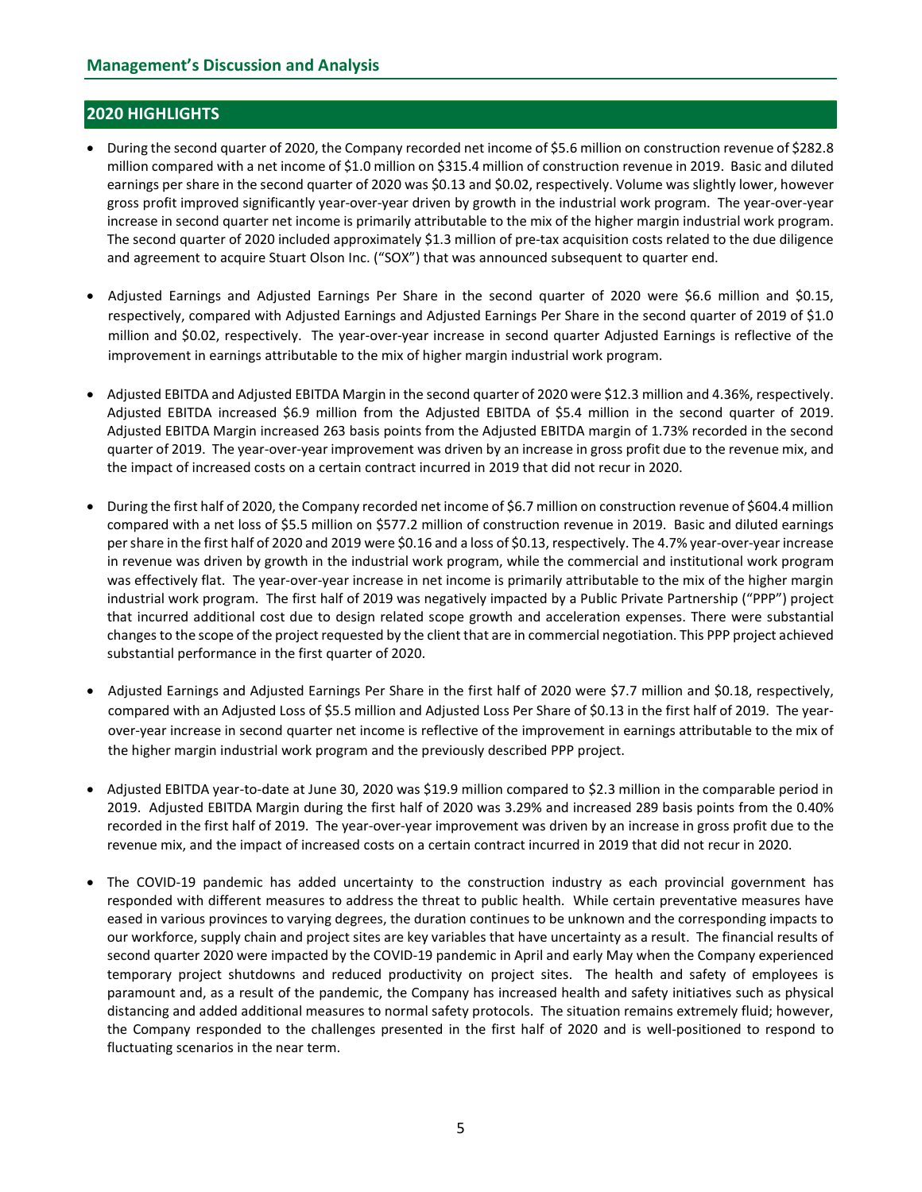## 2020 HIGHLIGHTS

- During the second quarter of 2020, the Company recorded net income of $5.6 million on construction revenue of $282.8 million compared with a net income of $1.0 million on $315.4 million of construction revenue in 2019. Basic and diluted earnings per share in the second quarter of 2020 was $0.13 and $0.02, respectively. Volume was slightly lower, however gross profit improved significantly year-over-year driven by growth in the industrial work program. The year-over-year increase in second quarter net income is primarily attributable to the mix of the higher margin industrial work program. The second quarter of 2020 included approximately $1.3 million of pre-tax acquisition costs related to the due diligence and agreement to acquire Stuart Olson Inc. ("SOX") that was announced subsequent to quarter end.

- Adjusted Earnings and Adjusted Earnings Per Share in the second quarter of 2020 were $6.6 million and $0.15, respectively, compared with Adjusted Earnings and Adjusted Earnings Per Share in the second quarter of 2019 of $1.0 million and $0.02, respectively. The year-over-year increase in second quarter Adjusted Earnings is reflective of the improvement in earnings attributable to the mix of higher margin industrial work program.

- Adjusted EBITDA and Adjusted EBITDA Margin in the second quarter of 2020 were $12.3 million and 4.36%, respectively. Adjusted EBITDA increased $6.9 million from the Adjusted EBITDA of $5.4 million in the second quarter of 2019. Adjusted EBITDA Margin increased 263 basis points from the Adjusted EBITDA margin of 1.73% recorded in the second quarter of 2019. The year-over-year improvement was driven by an increase in gross profit due to the revenue mix, and the impact of increased costs on a certain contract incurred in 2019 that did not recur in 2020.

- During the first half of 2020, the Company recorded net income of $6.7 million on construction revenue of $604.4 million compared with a net loss of $5.5 million on $577.2 million of construction revenue in 2019. Basic and diluted earnings per share in the first half of 2020 and 2019 were $0.16 and a loss of $0.13, respectively. The 4.7% year-over-year increase in revenue was driven by growth in the industrial work program, while the commercial and institutional work program was effectively flat. The year-over-year increase in net income is primarily attributable to the mix of the higher margin industrial work program. The first half of 2019 was negatively impacted by a Public Private Partnership ("PPP") project that incurred additional cost due to design related scope growth and acceleration expenses. There were substantial changes to the scope of the project requested by the client that are in commercial negotiation. This PPP project achieved substantial performance in the first quarter of 2020.

- Adjusted Earnings and Adjusted Earnings Per Share in the first half of 2020 were $7.7 million and $0.18, respectively, compared with an Adjusted Loss of $5.5 million and Adjusted Loss Per Share of $0.13 in the first half of 2019. The year-over-year increase in second quarter net income is reflective of the improvement in earnings attributable to the mix of the higher margin industrial work program and the previously described PPP project.

- Adjusted EBITDA year-to-date at June 30, 2020 was $19.9 million compared to $2.3 million in the comparable period in 2019. Adjusted EBITDA Margin during the first half of 2020 was 3.29% and increased 289 basis points from the 0.40% recorded in the first half of 2019. The year-over-year improvement was driven by an increase in gross profit due to the revenue mix, and the impact of increased costs on a certain contract incurred in 2019 that did not recur in 2020.

- The COVID-19 pandemic has added uncertainty to the construction industry as each provincial government has responded with different measures to address the threat to public health. While certain preventative measures have eased in various provinces to varying degrees, the duration continues to be unknown and the corresponding impacts to our workforce, supply chain and project sites are key variables that have uncertainty as a result. The financial results of second quarter 2020 were impacted by the COVID-19 pandemic in April and early May when the Company experienced temporary project shutdowns and reduced productivity on project sites. The health and safety of employees is paramount and, as a result of the pandemic, the Company has increased health and safety initiatives such as physical distancing and added additional measures to normal safety protocols. The situation remains extremely fluid; however, the Company responded to the challenges presented in the first half of 2020 and is well-positioned to respond to fluctuating scenarios in the near term.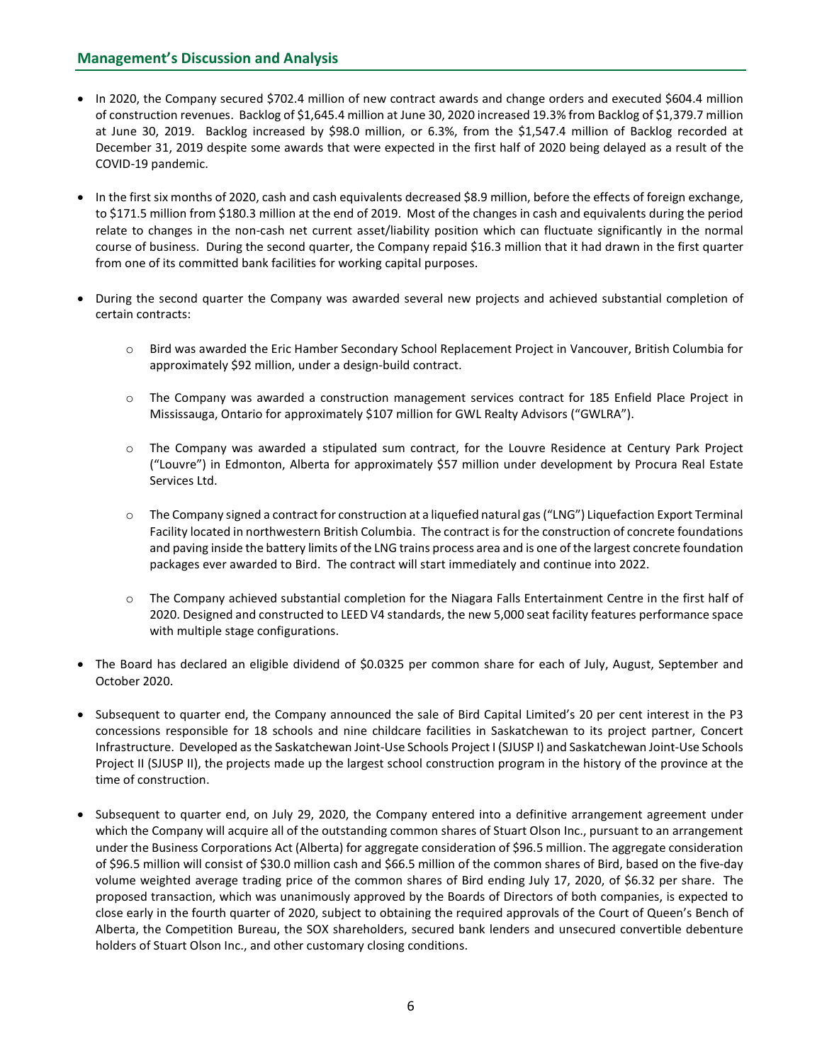## Management's Discussion and Analysis

- In 2020, the Company secured $702.4 million of new contract awards and change orders and executed $604.4 million of construction revenues. Backlog of $1,645.4 million at June 30, 2020 increased 19.3% from Backlog of $1,379.7 million at June 30, 2019. Backlog increased by $98.0 million, or 6.3%, from the $1,547.4 million of Backlog recorded at December 31, 2019 despite some awards that were expected in the first half of 2020 being delayed as a result of the COVID-19 pandemic.

- In the first six months of 2020, cash and cash equivalents decreased $8.9 million, before the effects of foreign exchange, to $171.5 million from $180.3 million at the end of 2019. Most of the changes in cash and equivalents during the period relate to changes in the non-cash net current asset/liability position which can fluctuate significantly in the normal course of business. During the second quarter, the Company repaid $16.3 million that it had drawn in the first quarter from one of its committed bank facilities for working capital purposes.

- During the second quarter the Company was awarded several new projects and achieved substantial completion of certain contracts:

  - Bird was awarded the Eric Hamber Secondary School Replacement Project in Vancouver, British Columbia for approximately $92 million, under a design-build contract.

  - The Company was awarded a construction management services contract for 185 Enfield Place Project in Mississauga, Ontario for approximately $107 million for GWL Realty Advisors ("GWLRA").

  - The Company was awarded a stipulated sum contract, for the Louvre Residence at Century Park Project ("Louvre") in Edmonton, Alberta for approximately $57 million under development by Procura Real Estate Services Ltd.

  - The Company signed a contract for construction at a liquefied natural gas ("LNG") Liquefaction Export Terminal Facility located in northwestern British Columbia. The contract is for the construction of concrete foundations and paving inside the battery limits of the LNG trains process area and is one of the largest concrete foundation packages ever awarded to Bird. The contract will start immediately and continue into 2022.

  - The Company achieved substantial completion for the Niagara Falls Entertainment Centre in the first half of 2020. Designed and constructed to LEED V4 standards, the new 5,000 seat facility features performance space with multiple stage configurations.

- The Board has declared an eligible dividend of $0.0325 per common share for each of July, August, September and October 2020.

- Subsequent to quarter end, the Company announced the sale of Bird Capital Limited's 20 per cent interest in the P3 concessions responsible for 18 schools and nine childcare facilities in Saskatchewan to its project partner, Concert Infrastructure. Developed as the Saskatchewan Joint-Use Schools Project I (SJUSP I) and Saskatchewan Joint-Use Schools Project II (SJUSP II), the projects made up the largest school construction program in the history of the province at the time of construction.

- Subsequent to quarter end, on July 29, 2020, the Company entered into a definitive arrangement agreement under which the Company will acquire all of the outstanding common shares of Stuart Olson Inc., pursuant to an arrangement under the Business Corporations Act (Alberta) for aggregate consideration of $96.5 million. The aggregate consideration of $96.5 million will consist of $30.0 million cash and $66.5 million of the common shares of Bird, based on the five-day volume weighted average trading price of the common shares of Bird ending July 17, 2020, of $6.32 per share. The proposed transaction, which was unanimously approved by the Boards of Directors of both companies, is expected to close early in the fourth quarter of 2020, subject to obtaining the required approvals of the Court of Queen's Bench of Alberta, the Competition Bureau, the SOX shareholders, secured bank lenders and unsecured convertible debenture holders of Stuart Olson Inc., and other customary closing conditions.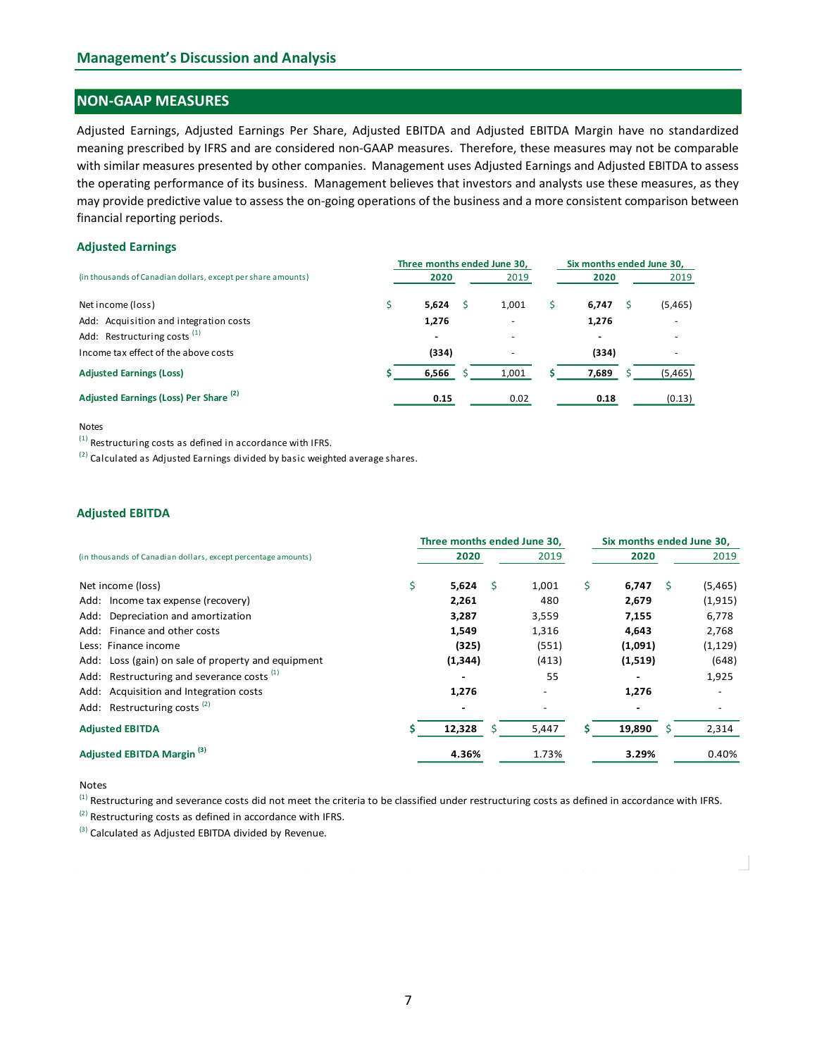## Management's Discussion and Analysis

## NON-GAAP MEASURES

Adjusted Earnings, Adjusted Earnings Per Share, Adjusted EBITDA and Adjusted EBITDA Margin have no standardized meaning prescribed by IFRS and are considered non-GAAP measures. Therefore, these measures may not be comparable with similar measures presented by other companies. Management uses Adjusted Earnings and Adjusted EBITDA to assess the operating performance of its business. Management believes that investors and analysts use these measures, as they may provide predictive value to assess the on-going operations of the business and a more consistent comparison between financial reporting periods.

### Adjusted Earnings

| (in thousands of Canadian dollars, except per share amounts) | Three months ended June 30, 2020 | Three months ended June 30, 2019 | Six months ended June 30, 2020 | Six months ended June 30, 2019 |
|---|---|---|---|---|
| Net income (loss) | $ **5,624** | $ 1,001 | $ **6,747** | $ (5,465) |
| Add: Acquisition and integration costs | **1,276** | - | **1,276** | - |
| Add: Restructuring costs [1] | **-** | - | **-** | - |
| Income tax effect of the above costs | **(334)** | - | **(334)** | - |
| **Adjusted Earnings (Loss)** | $ **6,566** | $ 1,001 | $ **7,689** | $ (5,465) |
| **Adjusted Earnings (Loss) Per Share [2]** | **0.15** | 0.02 | **0.18** | (0.13) |

Notes

[1] Restructuring costs as defined in accordance with IFRS.

[2] Calculated as Adjusted Earnings divided by basic weighted average shares.

### Adjusted EBITDA

| (in thousands of Canadian dollars, except percentage amounts) | Three months ended June 30, 2020 | Three months ended June 30, 2019 | Six months ended June 30, 2020 | Six months ended June 30, 2019 |
|---|---|---|---|---|
| Net income (loss) | $ **5,624** | $ 1,001 | $ **6,747** | $ (5,465) |
| Add: Income tax expense (recovery) | **2,261** | 480 | **2,679** | (1,915) |
| Add: Depreciation and amortization | **3,287** | 3,559 | **7,155** | 6,778 |
| Add: Finance and other costs | **1,549** | 1,316 | **4,643** | 2,768 |
| Less: Finance income | **(325)** | (551) | **(1,091)** | (1,129) |
| Add: Loss (gain) on sale of property and equipment | **(1,344)** | (413) | **(1,519)** | (648) |
| Add: Restructuring and severance costs [1] | **-** | 55 | **-** | 1,925 |
| Add: Acquisition and Integration costs | **1,276** | - | **1,276** | - |
| Add: Restructuring costs [2] | **-** | - | **-** | - |
| **Adjusted EBITDA** | $ **12,328** | $ 5,447 | $ **19,890** | $ 2,314 |
| **Adjusted EBITDA Margin [3]** | **4.36%** | 1.73% | **3.29%** | 0.40% |

Notes

[1] Restructuring and severance costs did not meet the criteria to be classified under restructuring costs as defined in accordance with IFRS.

[2] Restructuring costs as defined in accordance with IFRS.

[3] Calculated as Adjusted EBITDA divided by Revenue.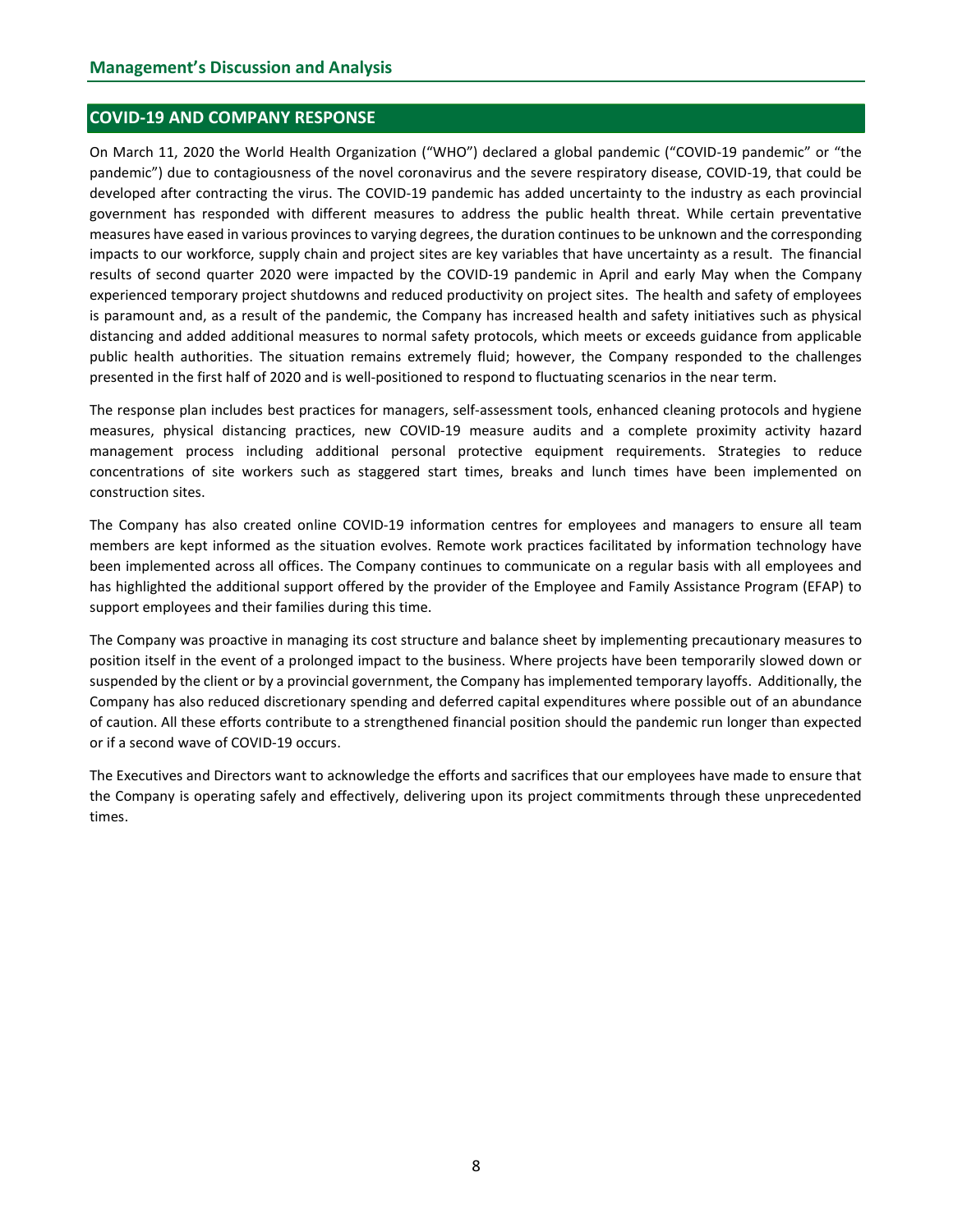## COVID-19 AND COMPANY RESPONSE

On March 11, 2020 the World Health Organization ("WHO") declared a global pandemic ("COVID-19 pandemic" or "the pandemic") due to contagiousness of the novel coronavirus and the severe respiratory disease, COVID-19, that could be developed after contracting the virus. The COVID-19 pandemic has added uncertainty to the industry as each provincial government has responded with different measures to address the public health threat. While certain preventative measures have eased in various provinces to varying degrees, the duration continues to be unknown and the corresponding impacts to our workforce, supply chain and project sites are key variables that have uncertainty as a result. The financial results of second quarter 2020 were impacted by the COVID-19 pandemic in April and early May when the Company experienced temporary project shutdowns and reduced productivity on project sites. The health and safety of employees is paramount and, as a result of the pandemic, the Company has increased health and safety initiatives such as physical distancing and added additional measures to normal safety protocols, which meets or exceeds guidance from applicable public health authorities. The situation remains extremely fluid; however, the Company responded to the challenges presented in the first half of 2020 and is well-positioned to respond to fluctuating scenarios in the near term.

The response plan includes best practices for managers, self-assessment tools, enhanced cleaning protocols and hygiene measures, physical distancing practices, new COVID-19 measure audits and a complete proximity activity hazard management process including additional personal protective equipment requirements. Strategies to reduce concentrations of site workers such as staggered start times, breaks and lunch times have been implemented on construction sites.

The Company has also created online COVID-19 information centres for employees and managers to ensure all team members are kept informed as the situation evolves. Remote work practices facilitated by information technology have been implemented across all offices. The Company continues to communicate on a regular basis with all employees and has highlighted the additional support offered by the provider of the Employee and Family Assistance Program (EFAP) to support employees and their families during this time.

The Company was proactive in managing its cost structure and balance sheet by implementing precautionary measures to position itself in the event of a prolonged impact to the business. Where projects have been temporarily slowed down or suspended by the client or by a provincial government, the Company has implemented temporary layoffs. Additionally, the Company has also reduced discretionary spending and deferred capital expenditures where possible out of an abundance of caution. All these efforts contribute to a strengthened financial position should the pandemic run longer than expected or if a second wave of COVID-19 occurs.

The Executives and Directors want to acknowledge the efforts and sacrifices that our employees have made to ensure that the Company is operating safely and effectively, delivering upon its project commitments through these unprecedented times.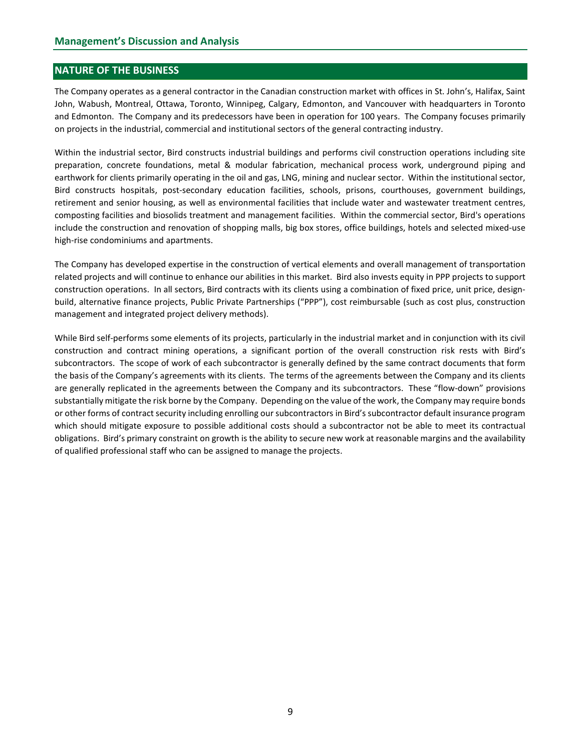## NATURE OF THE BUSINESS

The Company operates as a general contractor in the Canadian construction market with offices in St. John's, Halifax, Saint John, Wabush, Montreal, Ottawa, Toronto, Winnipeg, Calgary, Edmonton, and Vancouver with headquarters in Toronto and Edmonton. The Company and its predecessors have been in operation for 100 years. The Company focuses primarily on projects in the industrial, commercial and institutional sectors of the general contracting industry.

Within the industrial sector, Bird constructs industrial buildings and performs civil construction operations including site preparation, concrete foundations, metal & modular fabrication, mechanical process work, underground piping and earthwork for clients primarily operating in the oil and gas, LNG, mining and nuclear sector. Within the institutional sector, Bird constructs hospitals, post-secondary education facilities, schools, prisons, courthouses, government buildings, retirement and senior housing, as well as environmental facilities that include water and wastewater treatment centres, composting facilities and biosolids treatment and management facilities. Within the commercial sector, Bird's operations include the construction and renovation of shopping malls, big box stores, office buildings, hotels and selected mixed-use high-rise condominiums and apartments.

The Company has developed expertise in the construction of vertical elements and overall management of transportation related projects and will continue to enhance our abilities in this market. Bird also invests equity in PPP projects to support construction operations. In all sectors, Bird contracts with its clients using a combination of fixed price, unit price, design-build, alternative finance projects, Public Private Partnerships ("PPP"), cost reimbursable (such as cost plus, construction management and integrated project delivery methods).

While Bird self-performs some elements of its projects, particularly in the industrial market and in conjunction with its civil construction and contract mining operations, a significant portion of the overall construction risk rests with Bird's subcontractors. The scope of work of each subcontractor is generally defined by the same contract documents that form the basis of the Company's agreements with its clients. The terms of the agreements between the Company and its clients are generally replicated in the agreements between the Company and its subcontractors. These "flow-down" provisions substantially mitigate the risk borne by the Company. Depending on the value of the work, the Company may require bonds or other forms of contract security including enrolling our subcontractors in Bird's subcontractor default insurance program which should mitigate exposure to possible additional costs should a subcontractor not be able to meet its contractual obligations. Bird's primary constraint on growth is the ability to secure new work at reasonable margins and the availability of qualified professional staff who can be assigned to manage the projects.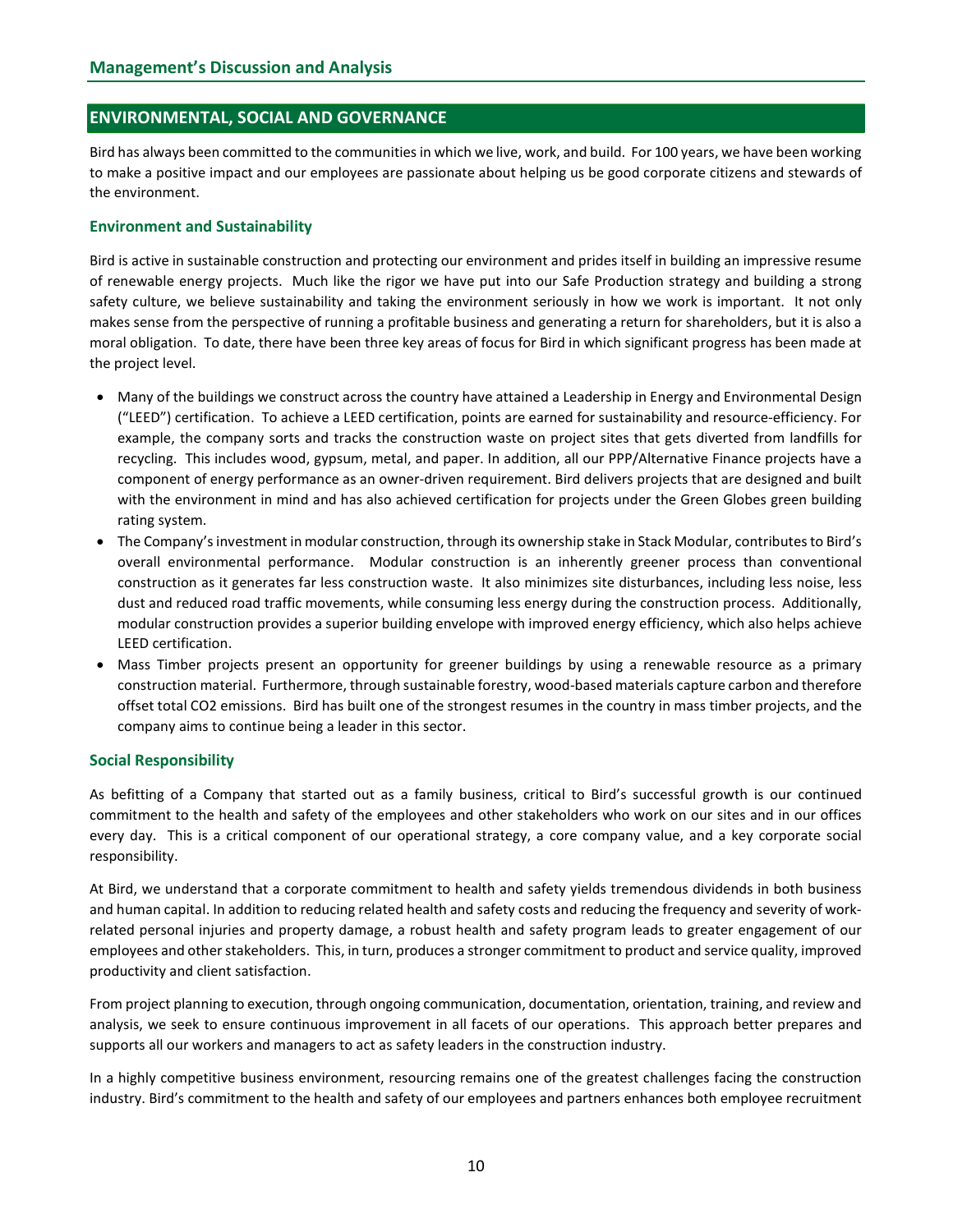## ENVIRONMENTAL, SOCIAL AND GOVERNANCE

Bird has always been committed to the communities in which we live, work, and build. For 100 years, we have been working to make a positive impact and our employees are passionate about helping us be good corporate citizens and stewards of the environment.

### Environment and Sustainability

Bird is active in sustainable construction and protecting our environment and prides itself in building an impressive resume of renewable energy projects. Much like the rigor we have put into our Safe Production strategy and building a strong safety culture, we believe sustainability and taking the environment seriously in how we work is important. It not only makes sense from the perspective of running a profitable business and generating a return for shareholders, but it is also a moral obligation. To date, there have been three key areas of focus for Bird in which significant progress has been made at the project level.

- Many of the buildings we construct across the country have attained a Leadership in Energy and Environmental Design ("LEED") certification. To achieve a LEED certification, points are earned for sustainability and resource-efficiency. For example, the company sorts and tracks the construction waste on project sites that gets diverted from landfills for recycling. This includes wood, gypsum, metal, and paper. In addition, all our PPP/Alternative Finance projects have a component of energy performance as an owner-driven requirement. Bird delivers projects that are designed and built with the environment in mind and has also achieved certification for projects under the Green Globes green building rating system.
- The Company's investment in modular construction, through its ownership stake in Stack Modular, contributes to Bird's overall environmental performance. Modular construction is an inherently greener process than conventional construction as it generates far less construction waste. It also minimizes site disturbances, including less noise, less dust and reduced road traffic movements, while consuming less energy during the construction process. Additionally, modular construction provides a superior building envelope with improved energy efficiency, which also helps achieve LEED certification.
- Mass Timber projects present an opportunity for greener buildings by using a renewable resource as a primary construction material. Furthermore, through sustainable forestry, wood-based materials capture carbon and therefore offset total $CO_2$ emissions. Bird has built one of the strongest resumes in the country in mass timber projects, and the company aims to continue being a leader in this sector.

### Social Responsibility

As befitting of a Company that started out as a family business, critical to Bird's successful growth is our continued commitment to the health and safety of the employees and other stakeholders who work on our sites and in our offices every day. This is a critical component of our operational strategy, a core company value, and a key corporate social responsibility.

At Bird, we understand that a corporate commitment to health and safety yields tremendous dividends in both business and human capital. In addition to reducing related health and safety costs and reducing the frequency and severity of work-related personal injuries and property damage, a robust health and safety program leads to greater engagement of our employees and other stakeholders. This, in turn, produces a stronger commitment to product and service quality, improved productivity and client satisfaction.

From project planning to execution, through ongoing communication, documentation, orientation, training, and review and analysis, we seek to ensure continuous improvement in all facets of our operations. This approach better prepares and supports all our workers and managers to act as safety leaders in the construction industry.

In a highly competitive business environment, resourcing remains one of the greatest challenges facing the construction industry. Bird's commitment to the health and safety of our employees and partners enhances both employee recruitment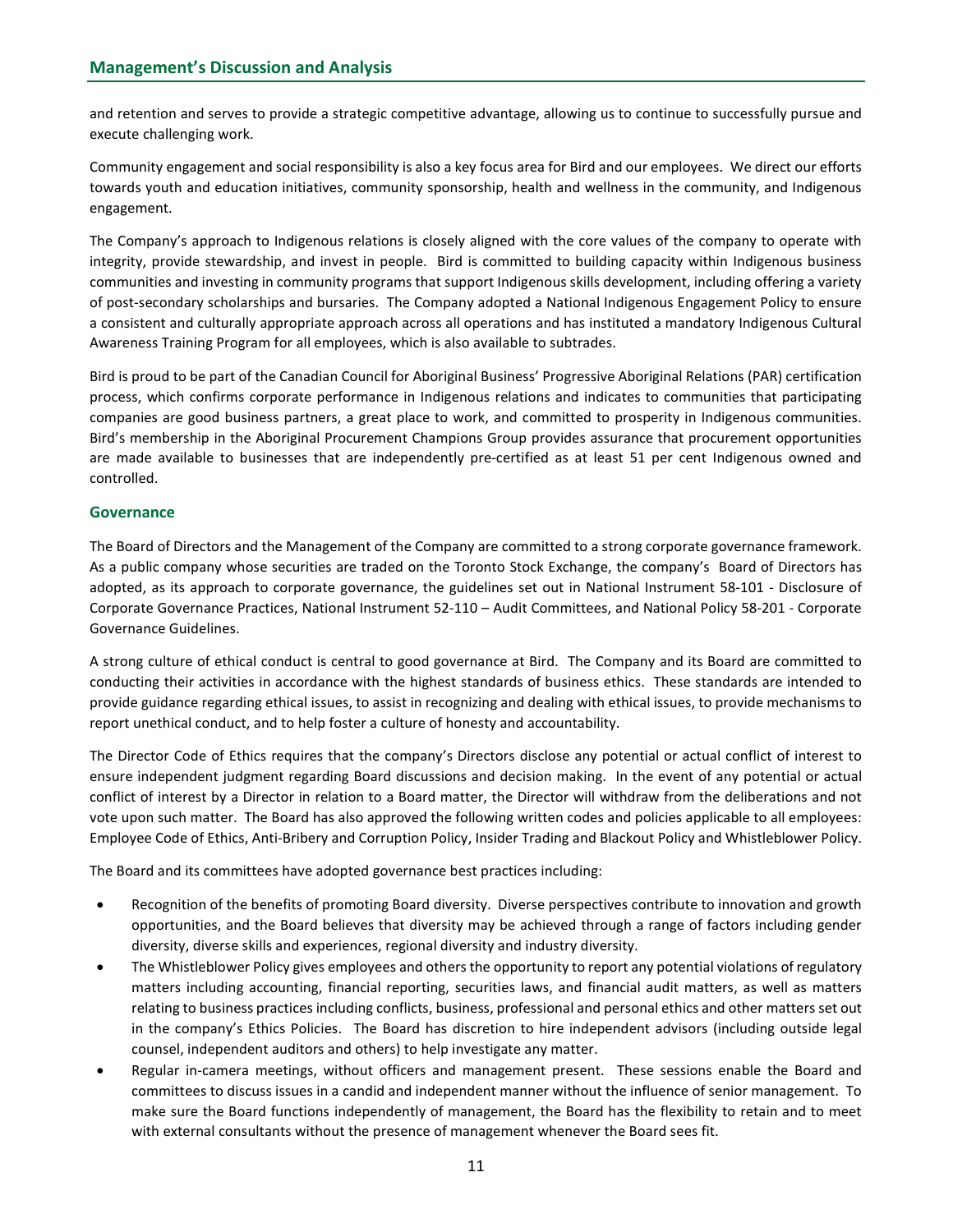and retention and serves to provide a strategic competitive advantage, allowing us to continue to successfully pursue and execute challenging work.

Community engagement and social responsibility is also a key focus area for Bird and our employees. We direct our efforts towards youth and education initiatives, community sponsorship, health and wellness in the community, and Indigenous engagement.

The Company's approach to Indigenous relations is closely aligned with the core values of the company to operate with integrity, provide stewardship, and invest in people. Bird is committed to building capacity within Indigenous business communities and investing in community programs that support Indigenous skills development, including offering a variety of post-secondary scholarships and bursaries. The Company adopted a National Indigenous Engagement Policy to ensure a consistent and culturally appropriate approach across all operations and has instituted a mandatory Indigenous Cultural Awareness Training Program for all employees, which is also available to subtrades.

Bird is proud to be part of the Canadian Council for Aboriginal Business' Progressive Aboriginal Relations (PAR) certification process, which confirms corporate performance in Indigenous relations and indicates to communities that participating companies are good business partners, a great place to work, and committed to prosperity in Indigenous communities. Bird's membership in the Aboriginal Procurement Champions Group provides assurance that procurement opportunities are made available to businesses that are independently pre-certified as at least 51 per cent Indigenous owned and controlled.

### Governance

The Board of Directors and the Management of the Company are committed to a strong corporate governance framework. As a public company whose securities are traded on the Toronto Stock Exchange, the company's Board of Directors has adopted, as its approach to corporate governance, the guidelines set out in National Instrument 58-101 - Disclosure of Corporate Governance Practices, National Instrument 52-110 – Audit Committees, and National Policy 58-201 - Corporate Governance Guidelines.

A strong culture of ethical conduct is central to good governance at Bird. The Company and its Board are committed to conducting their activities in accordance with the highest standards of business ethics. These standards are intended to provide guidance regarding ethical issues, to assist in recognizing and dealing with ethical issues, to provide mechanisms to report unethical conduct, and to help foster a culture of honesty and accountability.

The Director Code of Ethics requires that the company's Directors disclose any potential or actual conflict of interest to ensure independent judgment regarding Board discussions and decision making. In the event of any potential or actual conflict of interest by a Director in relation to a Board matter, the Director will withdraw from the deliberations and not vote upon such matter. The Board has also approved the following written codes and policies applicable to all employees: Employee Code of Ethics, Anti-Bribery and Corruption Policy, Insider Trading and Blackout Policy and Whistleblower Policy.

The Board and its committees have adopted governance best practices including:

- Recognition of the benefits of promoting Board diversity. Diverse perspectives contribute to innovation and growth opportunities, and the Board believes that diversity may be achieved through a range of factors including gender diversity, diverse skills and experiences, regional diversity and industry diversity.
- The Whistleblower Policy gives employees and others the opportunity to report any potential violations of regulatory matters including accounting, financial reporting, securities laws, and financial audit matters, as well as matters relating to business practices including conflicts, business, professional and personal ethics and other matters set out in the company's Ethics Policies. The Board has discretion to hire independent advisors (including outside legal counsel, independent auditors and others) to help investigate any matter.
- Regular in-camera meetings, without officers and management present. These sessions enable the Board and committees to discuss issues in a candid and independent manner without the influence of senior management. To make sure the Board functions independently of management, the Board has the flexibility to retain and to meet with external consultants without the presence of management whenever the Board sees fit.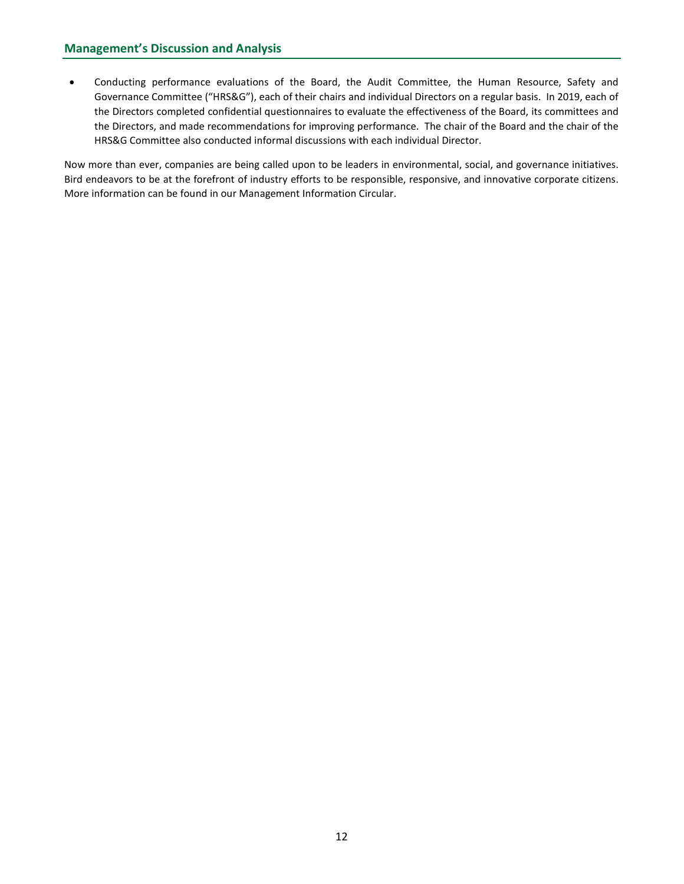- Conducting performance evaluations of the Board, the Audit Committee, the Human Resource, Safety and Governance Committee ("HRS&G"), each of their chairs and individual Directors on a regular basis. In 2019, each of the Directors completed confidential questionnaires to evaluate the effectiveness of the Board, its committees and the Directors, and made recommendations for improving performance. The chair of the Board and the chair of the HRS&G Committee also conducted informal discussions with each individual Director.

Now more than ever, companies are being called upon to be leaders in environmental, social, and governance initiatives. Bird endeavors to be at the forefront of industry efforts to be responsible, responsive, and innovative corporate citizens. More information can be found in our Management Information Circular.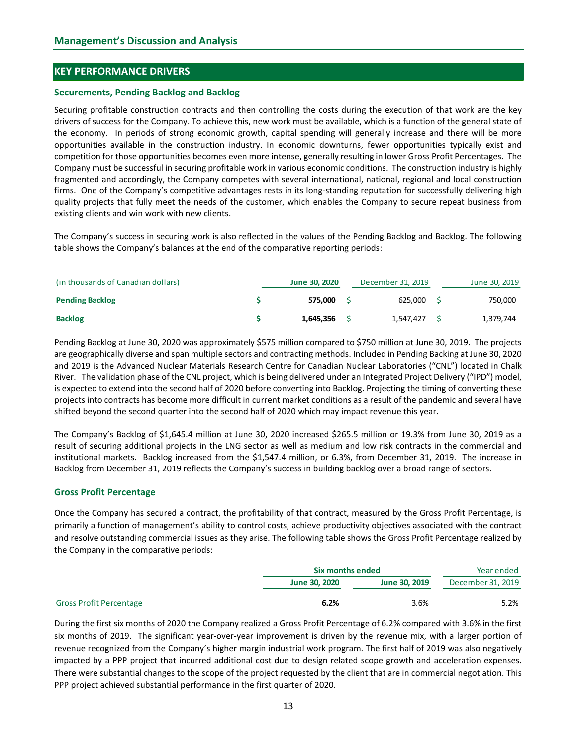## Management's Discussion and Analysis

## KEY PERFORMANCE DRIVERS

### Securements, Pending Backlog and Backlog

Securing profitable construction contracts and then controlling the costs during the execution of that work are the key drivers of success for the Company. To achieve this, new work must be available, which is a function of the general state of the economy. In periods of strong economic growth, capital spending will generally increase and there will be more opportunities available in the construction industry. In economic downturns, fewer opportunities typically exist and competition for those opportunities becomes even more intense, generally resulting in lower Gross Profit Percentages. The Company must be successful in securing profitable work in various economic conditions. The construction industry is highly fragmented and accordingly, the Company competes with several international, national, regional and local construction firms. One of the Company's competitive advantages rests in its long-standing reputation for successfully delivering high quality projects that fully meet the needs of the customer, which enables the Company to secure repeat business from existing clients and win work with new clients.

The Company's success in securing work is also reflected in the values of the Pending Backlog and Backlog. The following table shows the Company's balances at the end of the comparative reporting periods:

| (in thousands of Canadian dollars) | **June 30, 2020** | December 31, 2019 | June 30, 2019 |
|---|---|---|---|
| **Pending Backlog** | **$ 575,000** | $ 625,000 | $ 750,000 |
| **Backlog** | **$ 1,645,356** | $ 1,547,427 | $ 1,379,744 |

Pending Backlog at June 30, 2020 was approximately $575 million compared to $750 million at June 30, 2019. The projects are geographically diverse and span multiple sectors and contracting methods. Included in Pending Backing at June 30, 2020 and 2019 is the Advanced Nuclear Materials Research Centre for Canadian Nuclear Laboratories ("CNL") located in Chalk River. The validation phase of the CNL project, which is being delivered under an Integrated Project Delivery ("IPD") model, is expected to extend into the second half of 2020 before converting into Backlog. Projecting the timing of converting these projects into contracts has become more difficult in current market conditions as a result of the pandemic and several have shifted beyond the second quarter into the second half of 2020 which may impact revenue this year.

The Company's Backlog of $1,645.4 million at June 30, 2020 increased $265.5 million or 19.3% from June 30, 2019 as a result of securing additional projects in the LNG sector as well as medium and low risk contracts in the commercial and institutional markets. Backlog increased from the $1,547.4 million, or 6.3%, from December 31, 2019. The increase in Backlog from December 31, 2019 reflects the Company's success in building backlog over a broad range of sectors.

### Gross Profit Percentage

Once the Company has secured a contract, the profitability of that contract, measured by the Gross Profit Percentage, is primarily a function of management's ability to control costs, achieve productivity objectives associated with the contract and resolve outstanding commercial issues as they arise. The following table shows the Gross Profit Percentage realized by the Company in the comparative periods:

| | **Six months ended** | | Year ended |
|---|---|---|---|
| | **June 30, 2020** | **June 30, 2019** | December 31, 2019 |
| Gross Profit Percentage | **6.2%** | 3.6% | 5.2% |

During the first six months of 2020 the Company realized a Gross Profit Percentage of 6.2% compared with 3.6% in the first six months of 2019. The significant year-over-year improvement is driven by the revenue mix, with a larger portion of revenue recognized from the Company's higher margin industrial work program. The first half of 2019 was also negatively impacted by a PPP project that incurred additional cost due to design related scope growth and acceleration expenses. There were substantial changes to the scope of the project requested by the client that are in commercial negotiation. This PPP project achieved substantial performance in the first quarter of 2020.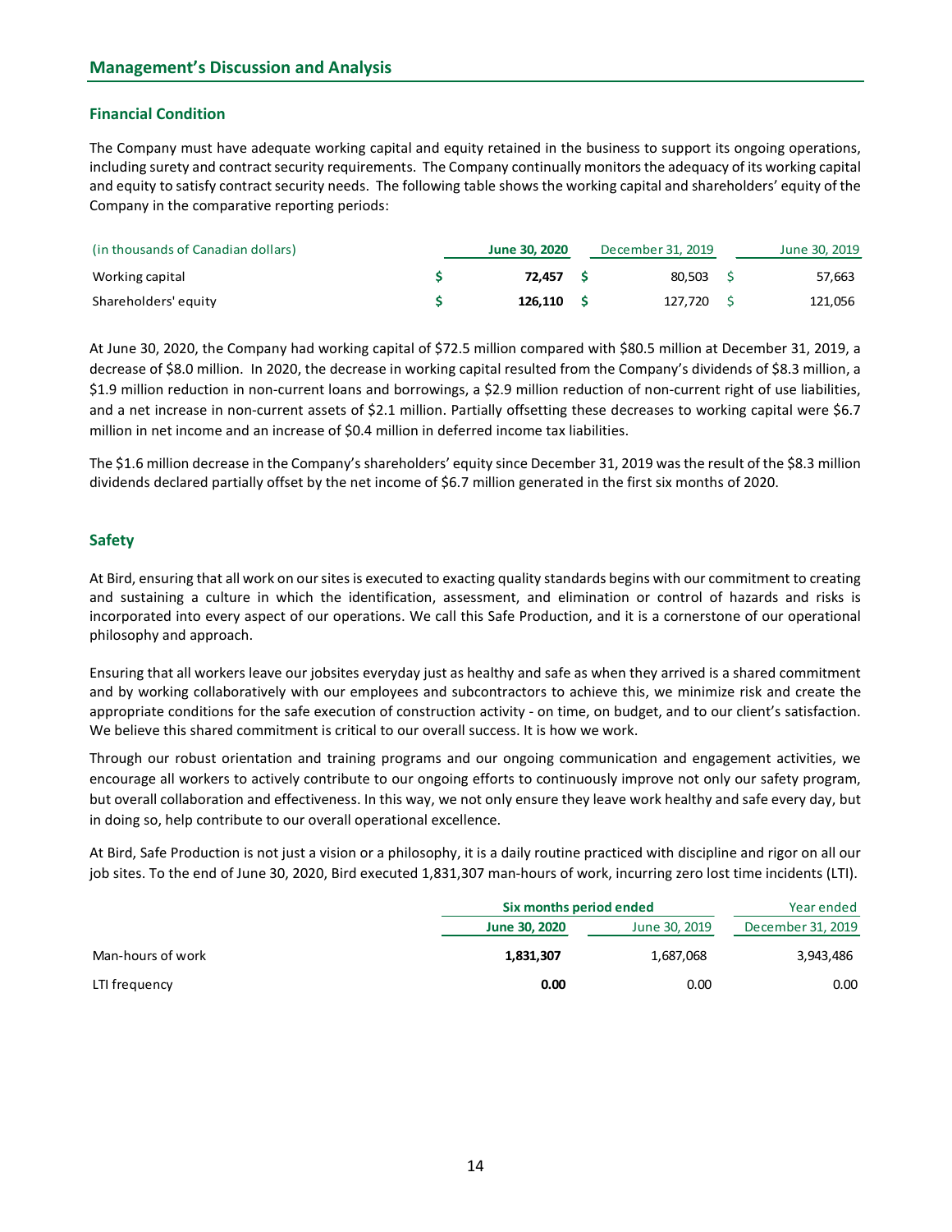## Management's Discussion and Analysis

### Financial Condition

The Company must have adequate working capital and equity retained in the business to support its ongoing operations, including surety and contract security requirements. The Company continually monitors the adequacy of its working capital and equity to satisfy contract security needs. The following table shows the working capital and shareholders' equity of the Company in the comparative reporting periods:

| (in thousands of Canadian dollars) | **June 30, 2020** | December 31, 2019 | June 30, 2019 |
|---|---|---|---|
| Working capital | **$ 72,457** | $ 80,503 | $ 57,663 |
| Shareholders' equity | **$ 126,110** | $ 127,720 | $ 121,056 |

At June 30, 2020, the Company had working capital of $72.5 million compared with $80.5 million at December 31, 2019, a decrease of $8.0 million. In 2020, the decrease in working capital resulted from the Company's dividends of $8.3 million, a $1.9 million reduction in non-current loans and borrowings, a $2.9 million reduction of non-current right of use liabilities, and a net increase in non-current assets of $2.1 million. Partially offsetting these decreases to working capital were $6.7 million in net income and an increase of $0.4 million in deferred income tax liabilities.

The $1.6 million decrease in the Company's shareholders' equity since December 31, 2019 was the result of the $8.3 million dividends declared partially offset by the net income of $6.7 million generated in the first six months of 2020.

### Safety

At Bird, ensuring that all work on our sites is executed to exacting quality standards begins with our commitment to creating and sustaining a culture in which the identification, assessment, and elimination or control of hazards and risks is incorporated into every aspect of our operations. We call this Safe Production, and it is a cornerstone of our operational philosophy and approach.

Ensuring that all workers leave our jobsites everyday just as healthy and safe as when they arrived is a shared commitment and by working collaboratively with our employees and subcontractors to achieve this, we minimize risk and create the appropriate conditions for the safe execution of construction activity - on time, on budget, and to our client's satisfaction. We believe this shared commitment is critical to our overall success. It is how we work.

Through our robust orientation and training programs and our ongoing communication and engagement activities, we encourage all workers to actively contribute to our ongoing efforts to continuously improve not only our safety program, but overall collaboration and effectiveness. In this way, we not only ensure they leave work healthy and safe every day, but in doing so, help contribute to our overall operational excellence.

At Bird, Safe Production is not just a vision or a philosophy, it is a daily routine practiced with discipline and rigor on all our job sites. To the end of June 30, 2020, Bird executed 1,831,307 man-hours of work, incurring zero lost time incidents (LTI).

| | **Six months period ended** | | Year ended |
|---|---|---|---|
| | **June 30, 2020** | June 30, 2019 | December 31, 2019 |
| Man-hours of work | **1,831,307** | 1,687,068 | 3,943,486 |
| LTI frequency | **0.00** | 0.00 | 0.00 |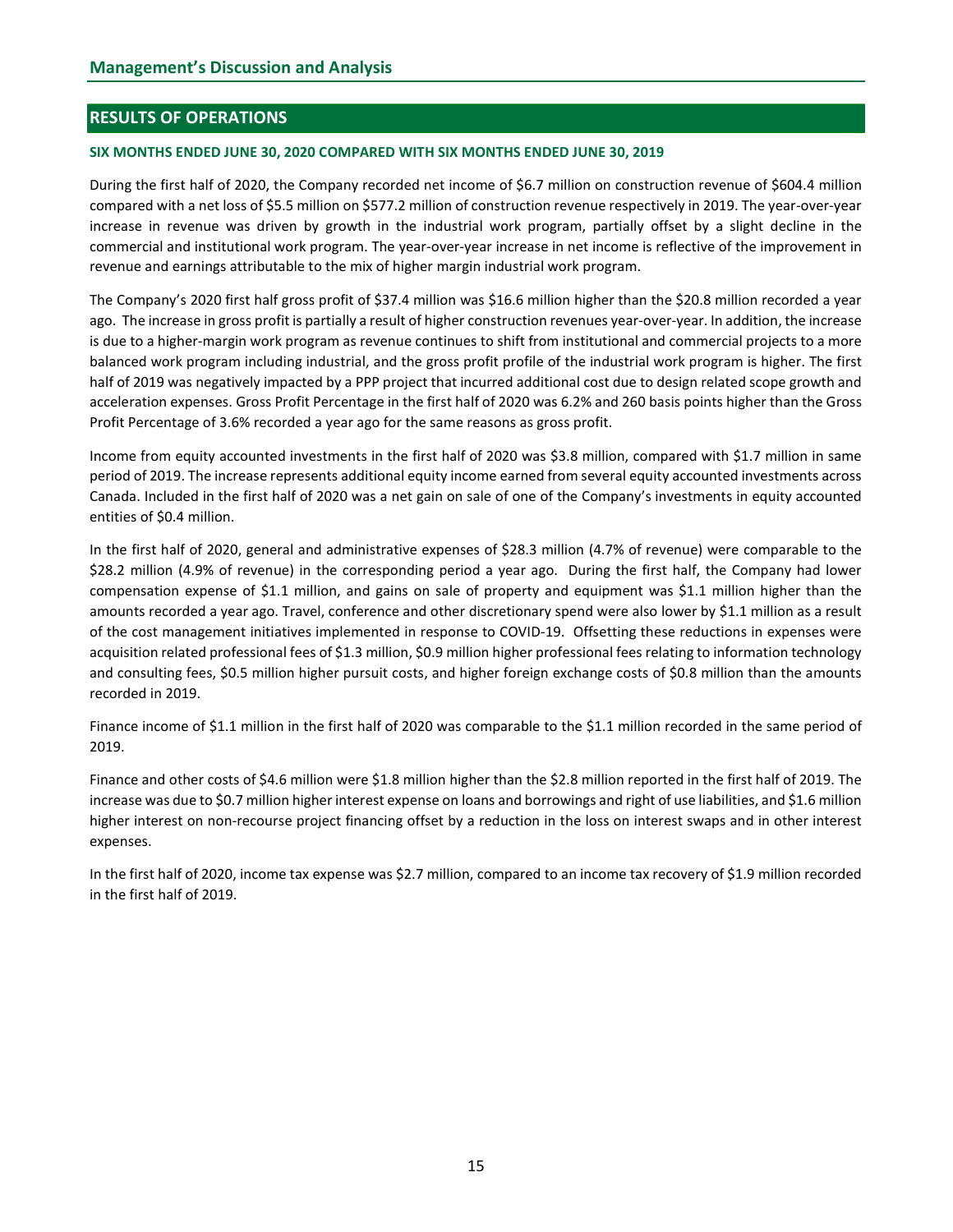## RESULTS OF OPERATIONS

### SIX MONTHS ENDED JUNE 30, 2020 COMPARED WITH SIX MONTHS ENDED JUNE 30, 2019

During the first half of 2020, the Company recorded net income of $6.7 million on construction revenue of $604.4 million compared with a net loss of $5.5 million on $577.2 million of construction revenue respectively in 2019. The year-over-year increase in revenue was driven by growth in the industrial work program, partially offset by a slight decline in the commercial and institutional work program. The year-over-year increase in net income is reflective of the improvement in revenue and earnings attributable to the mix of higher margin industrial work program.

The Company's 2020 first half gross profit of $37.4 million was $16.6 million higher than the $20.8 million recorded a year ago. The increase in gross profit is partially a result of higher construction revenues year-over-year. In addition, the increase is due to a higher-margin work program as revenue continues to shift from institutional and commercial projects to a more balanced work program including industrial, and the gross profit profile of the industrial work program is higher. The first half of 2019 was negatively impacted by a PPP project that incurred additional cost due to design related scope growth and acceleration expenses. Gross Profit Percentage in the first half of 2020 was 6.2% and 260 basis points higher than the Gross Profit Percentage of 3.6% recorded a year ago for the same reasons as gross profit.

Income from equity accounted investments in the first half of 2020 was $3.8 million, compared with $1.7 million in same period of 2019. The increase represents additional equity income earned from several equity accounted investments across Canada. Included in the first half of 2020 was a net gain on sale of one of the Company's investments in equity accounted entities of $0.4 million.

In the first half of 2020, general and administrative expenses of $28.3 million (4.7% of revenue) were comparable to the $28.2 million (4.9% of revenue) in the corresponding period a year ago. During the first half, the Company had lower compensation expense of $1.1 million, and gains on sale of property and equipment was $1.1 million higher than the amounts recorded a year ago. Travel, conference and other discretionary spend were also lower by $1.1 million as a result of the cost management initiatives implemented in response to COVID-19. Offsetting these reductions in expenses were acquisition related professional fees of $1.3 million, $0.9 million higher professional fees relating to information technology and consulting fees, $0.5 million higher pursuit costs, and higher foreign exchange costs of $0.8 million than the amounts recorded in 2019.

Finance income of $1.1 million in the first half of 2020 was comparable to the $1.1 million recorded in the same period of 2019.

Finance and other costs of $4.6 million were $1.8 million higher than the $2.8 million reported in the first half of 2019. The increase was due to $0.7 million higher interest expense on loans and borrowings and right of use liabilities, and $1.6 million higher interest on non-recourse project financing offset by a reduction in the loss on interest swaps and in other interest expenses.

In the first half of 2020, income tax expense was $2.7 million, compared to an income tax recovery of $1.9 million recorded in the first half of 2019.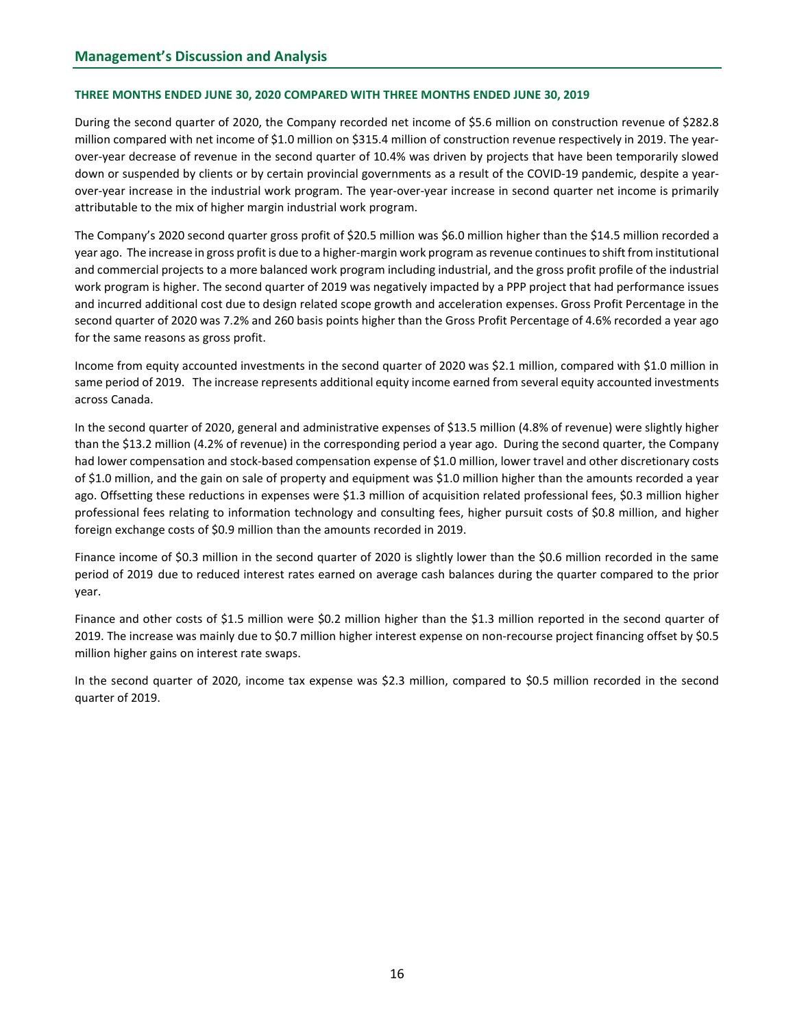## Management's Discussion and Analysis

**THREE MONTHS ENDED JUNE 30, 2020 COMPARED WITH THREE MONTHS ENDED JUNE 30, 2019**

During the second quarter of 2020, the Company recorded net income of $5.6 million on construction revenue of $282.8 million compared with net income of $1.0 million on $315.4 million of construction revenue respectively in 2019. The year-over-year decrease of revenue in the second quarter of 10.4% was driven by projects that have been temporarily slowed down or suspended by clients or by certain provincial governments as a result of the COVID-19 pandemic, despite a year-over-year increase in the industrial work program. The year-over-year increase in second quarter net income is primarily attributable to the mix of higher margin industrial work program.

The Company's 2020 second quarter gross profit of $20.5 million was $6.0 million higher than the $14.5 million recorded a year ago. The increase in gross profit is due to a higher-margin work program as revenue continues to shift from institutional and commercial projects to a more balanced work program including industrial, and the gross profit profile of the industrial work program is higher. The second quarter of 2019 was negatively impacted by a PPP project that had performance issues and incurred additional cost due to design related scope growth and acceleration expenses. Gross Profit Percentage in the second quarter of 2020 was 7.2% and 260 basis points higher than the Gross Profit Percentage of 4.6% recorded a year ago for the same reasons as gross profit.

Income from equity accounted investments in the second quarter of 2020 was $2.1 million, compared with $1.0 million in same period of 2019. The increase represents additional equity income earned from several equity accounted investments across Canada.

In the second quarter of 2020, general and administrative expenses of $13.5 million (4.8% of revenue) were slightly higher than the $13.2 million (4.2% of revenue) in the corresponding period a year ago. During the second quarter, the Company had lower compensation and stock-based compensation expense of $1.0 million, lower travel and other discretionary costs of $1.0 million, and the gain on sale of property and equipment was $1.0 million higher than the amounts recorded a year ago. Offsetting these reductions in expenses were $1.3 million of acquisition related professional fees, $0.3 million higher professional fees relating to information technology and consulting fees, higher pursuit costs of $0.8 million, and higher foreign exchange costs of $0.9 million than the amounts recorded in 2019.

Finance income of $0.3 million in the second quarter of 2020 is slightly lower than the $0.6 million recorded in the same period of 2019 due to reduced interest rates earned on average cash balances during the quarter compared to the prior year.

Finance and other costs of $1.5 million were $0.2 million higher than the $1.3 million reported in the second quarter of 2019. The increase was mainly due to $0.7 million higher interest expense on non-recourse project financing offset by $0.5 million higher gains on interest rate swaps.

In the second quarter of 2020, income tax expense was $2.3 million, compared to $0.5 million recorded in the second quarter of 2019.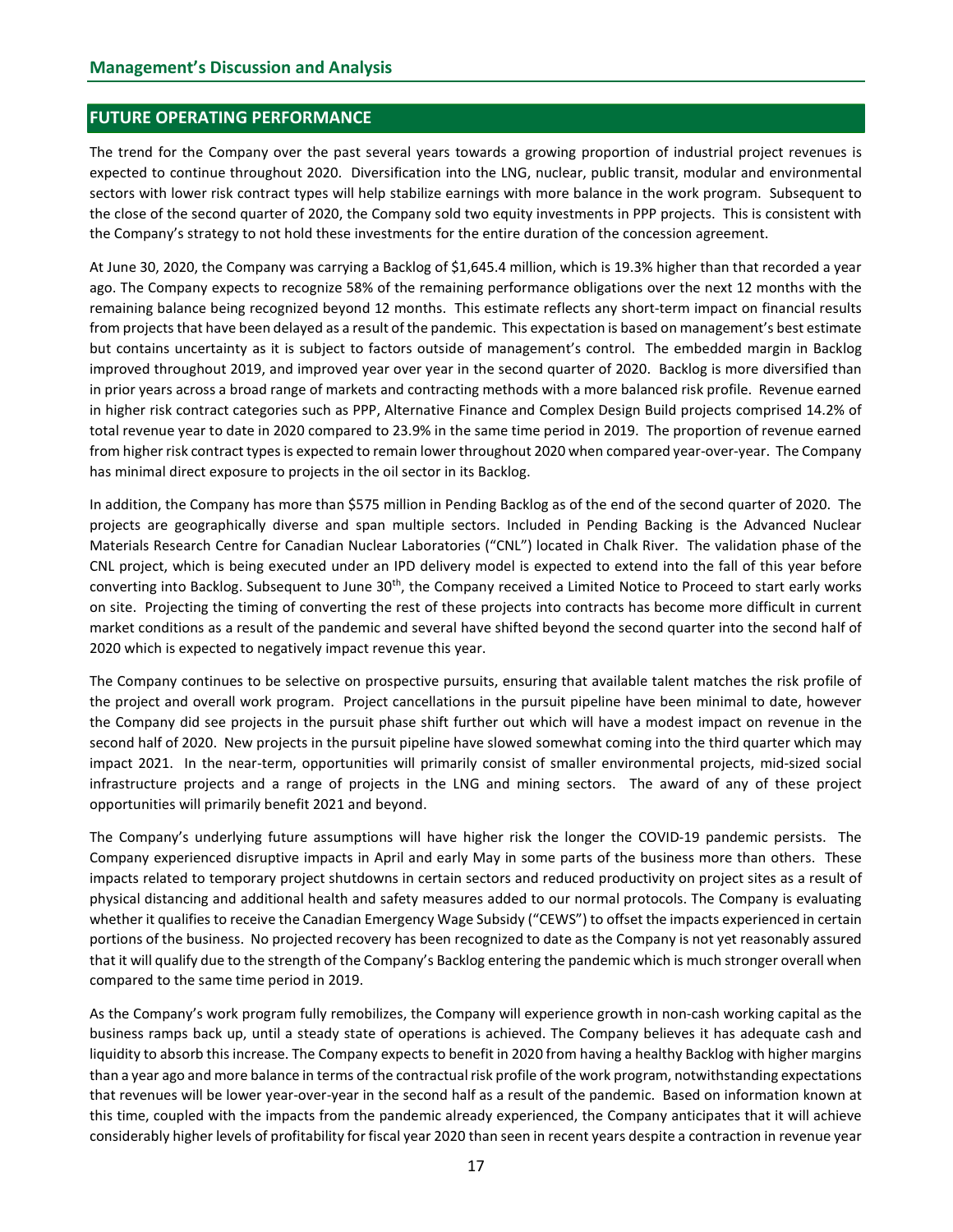## FUTURE OPERATING PERFORMANCE

The trend for the Company over the past several years towards a growing proportion of industrial project revenues is expected to continue throughout 2020. Diversification into the LNG, nuclear, public transit, modular and environmental sectors with lower risk contract types will help stabilize earnings with more balance in the work program. Subsequent to the close of the second quarter of 2020, the Company sold two equity investments in PPP projects. This is consistent with the Company's strategy to not hold these investments for the entire duration of the concession agreement.

At June 30, 2020, the Company was carrying a Backlog of $1,645.4 million, which is 19.3% higher than that recorded a year ago. The Company expects to recognize 58% of the remaining performance obligations over the next 12 months with the remaining balance being recognized beyond 12 months. This estimate reflects any short-term impact on financial results from projects that have been delayed as a result of the pandemic. This expectation is based on management's best estimate but contains uncertainty as it is subject to factors outside of management's control. The embedded margin in Backlog improved throughout 2019, and improved year over year in the second quarter of 2020. Backlog is more diversified than in prior years across a broad range of markets and contracting methods with a more balanced risk profile. Revenue earned in higher risk contract categories such as PPP, Alternative Finance and Complex Design Build projects comprised 14.2% of total revenue year to date in 2020 compared to 23.9% in the same time period in 2019. The proportion of revenue earned from higher risk contract types is expected to remain lower throughout 2020 when compared year-over-year. The Company has minimal direct exposure to projects in the oil sector in its Backlog.

In addition, the Company has more than $575 million in Pending Backlog as of the end of the second quarter of 2020. The projects are geographically diverse and span multiple sectors. Included in Pending Backing is the Advanced Nuclear Materials Research Centre for Canadian Nuclear Laboratories ("CNL") located in Chalk River. The validation phase of the CNL project, which is being executed under an IPD delivery model is expected to extend into the fall of this year before converting into Backlog. Subsequent to June 30th, the Company received a Limited Notice to Proceed to start early works on site. Projecting the timing of converting the rest of these projects into contracts has become more difficult in current market conditions as a result of the pandemic and several have shifted beyond the second quarter into the second half of 2020 which is expected to negatively impact revenue this year.

The Company continues to be selective on prospective pursuits, ensuring that available talent matches the risk profile of the project and overall work program. Project cancellations in the pursuit pipeline have been minimal to date, however the Company did see projects in the pursuit phase shift further out which will have a modest impact on revenue in the second half of 2020. New projects in the pursuit pipeline have slowed somewhat coming into the third quarter which may impact 2021. In the near-term, opportunities will primarily consist of smaller environmental projects, mid-sized social infrastructure projects and a range of projects in the LNG and mining sectors. The award of any of these project opportunities will primarily benefit 2021 and beyond.

The Company's underlying future assumptions will have higher risk the longer the COVID-19 pandemic persists. The Company experienced disruptive impacts in April and early May in some parts of the business more than others. These impacts related to temporary project shutdowns in certain sectors and reduced productivity on project sites as a result of physical distancing and additional health and safety measures added to our normal protocols. The Company is evaluating whether it qualifies to receive the Canadian Emergency Wage Subsidy ("CEWS") to offset the impacts experienced in certain portions of the business. No projected recovery has been recognized to date as the Company is not yet reasonably assured that it will qualify due to the strength of the Company's Backlog entering the pandemic which is much stronger overall when compared to the same time period in 2019.

As the Company's work program fully remobilizes, the Company will experience growth in non-cash working capital as the business ramps back up, until a steady state of operations is achieved. The Company believes it has adequate cash and liquidity to absorb this increase. The Company expects to benefit in 2020 from having a healthy Backlog with higher margins than a year ago and more balance in terms of the contractual risk profile of the work program, notwithstanding expectations that revenues will be lower year-over-year in the second half as a result of the pandemic. Based on information known at this time, coupled with the impacts from the pandemic already experienced, the Company anticipates that it will achieve considerably higher levels of profitability for fiscal year 2020 than seen in recent years despite a contraction in revenue year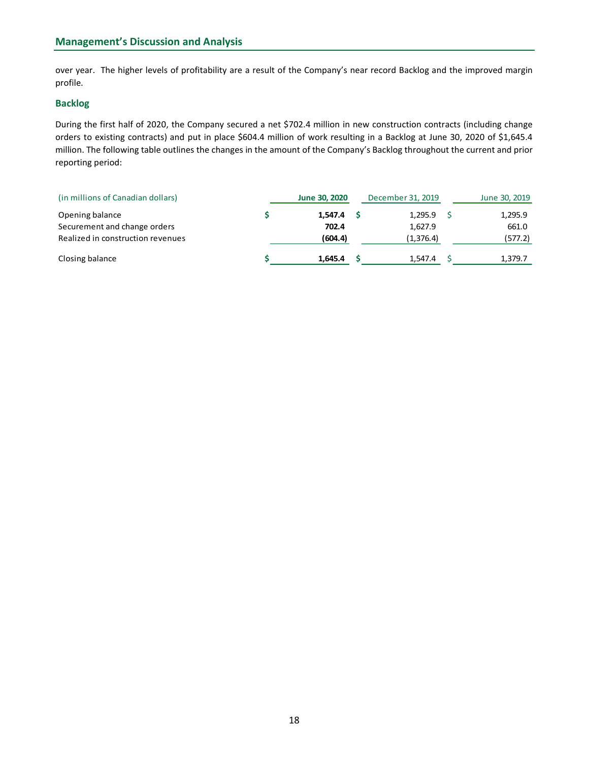over year. The higher levels of profitability are a result of the Company's near record Backlog and the improved margin profile.

### Backlog

During the first half of 2020, the Company secured a net $702.4 million in new construction contracts (including change orders to existing contracts) and put in place $604.4 million of work resulting in a Backlog at June 30, 2020 of $1,645.4 million. The following table outlines the changes in the amount of the Company's Backlog throughout the current and prior reporting period:

| (in millions of Canadian dollars) | **June 30, 2020** | December 31, 2019 | June 30, 2019 |
|---|---|---|---|
| Opening balance | **$ 1,547.4** | $ 1,295.9 | $ 1,295.9 |
| Securement and change orders | **702.4** | 1,627.9 | 661.0 |
| Realized in construction revenues | **(604.4)** | (1,376.4) | (577.2) |
| Closing balance | **$ 1,645.4** | $ 1,547.4 | $ 1,379.7 |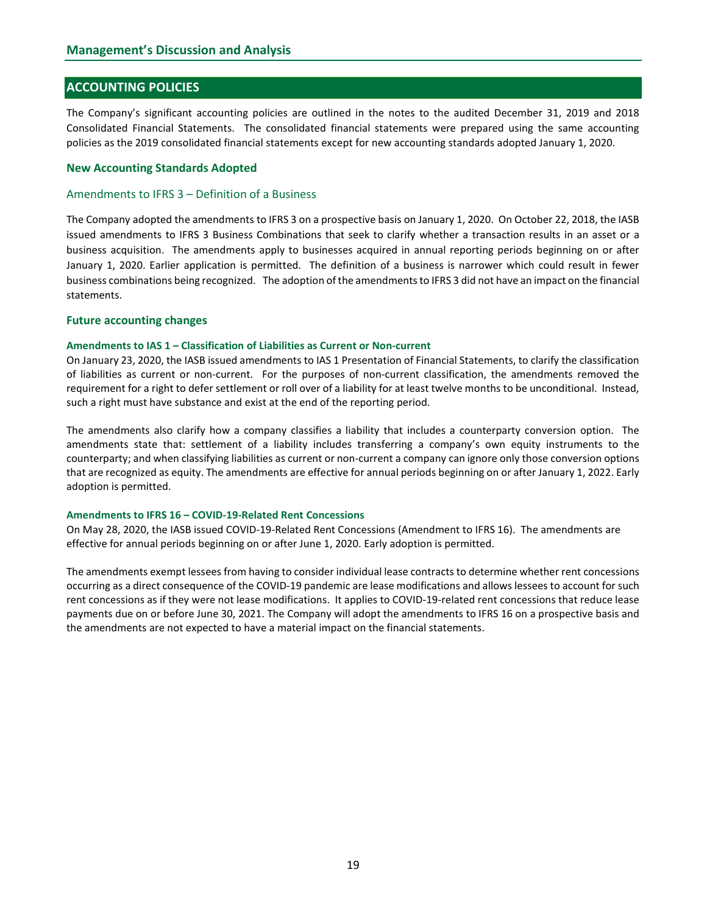## ACCOUNTING POLICIES

The Company's significant accounting policies are outlined in the notes to the audited December 31, 2019 and 2018 Consolidated Financial Statements. The consolidated financial statements were prepared using the same accounting policies as the 2019 consolidated financial statements except for new accounting standards adopted January 1, 2020.

### New Accounting Standards Adopted

#### Amendments to IFRS 3 – Definition of a Business

The Company adopted the amendments to IFRS 3 on a prospective basis on January 1, 2020. On October 22, 2018, the IASB issued amendments to IFRS 3 Business Combinations that seek to clarify whether a transaction results in an asset or a business acquisition. The amendments apply to businesses acquired in annual reporting periods beginning on or after January 1, 2020. Earlier application is permitted. The definition of a business is narrower which could result in fewer business combinations being recognized. The adoption of the amendments to IFRS 3 did not have an impact on the financial statements.

### Future accounting changes

#### Amendments to IAS 1 – Classification of Liabilities as Current or Non-current

On January 23, 2020, the IASB issued amendments to IAS 1 Presentation of Financial Statements, to clarify the classification of liabilities as current or non-current. For the purposes of non-current classification, the amendments removed the requirement for a right to defer settlement or roll over of a liability for at least twelve months to be unconditional. Instead, such a right must have substance and exist at the end of the reporting period.

The amendments also clarify how a company classifies a liability that includes a counterparty conversion option. The amendments state that: settlement of a liability includes transferring a company's own equity instruments to the counterparty; and when classifying liabilities as current or non-current a company can ignore only those conversion options that are recognized as equity. The amendments are effective for annual periods beginning on or after January 1, 2022. Early adoption is permitted.

#### Amendments to IFRS 16 – COVID-19-Related Rent Concessions

On May 28, 2020, the IASB issued COVID-19-Related Rent Concessions (Amendment to IFRS 16). The amendments are effective for annual periods beginning on or after June 1, 2020. Early adoption is permitted.

The amendments exempt lessees from having to consider individual lease contracts to determine whether rent concessions occurring as a direct consequence of the COVID-19 pandemic are lease modifications and allows lessees to account for such rent concessions as if they were not lease modifications. It applies to COVID-19-related rent concessions that reduce lease payments due on or before June 30, 2021. The Company will adopt the amendments to IFRS 16 on a prospective basis and the amendments are not expected to have a material impact on the financial statements.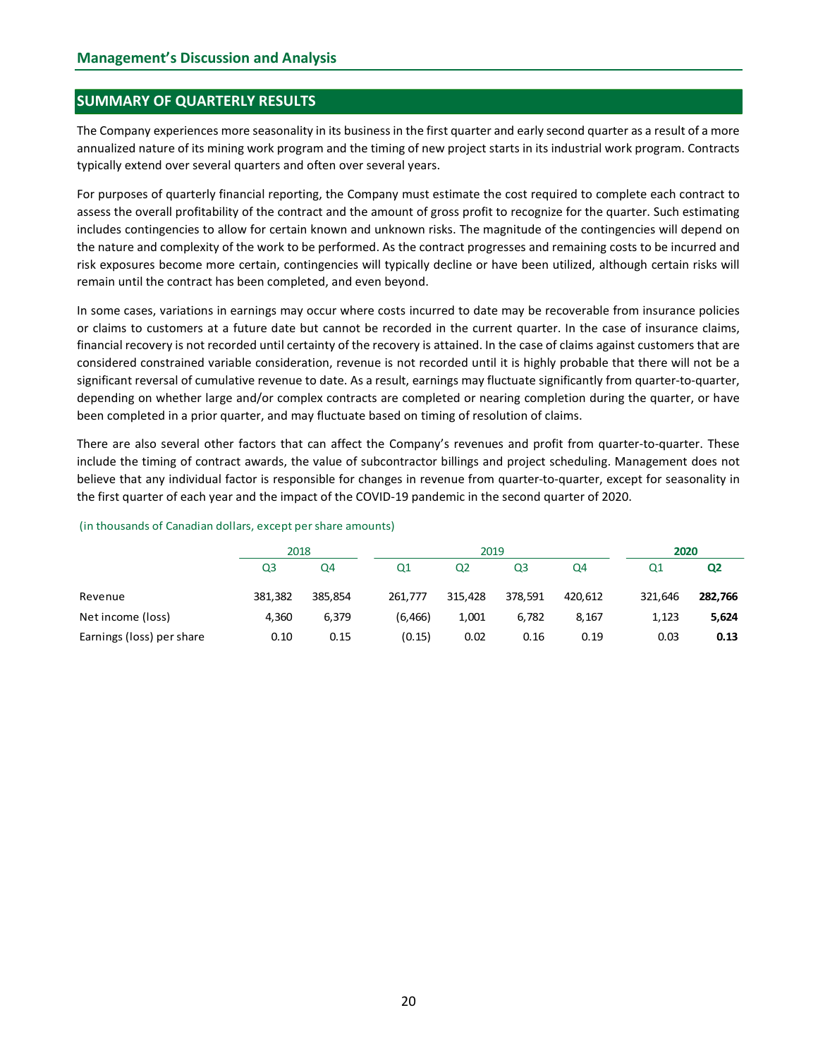# Management's Discussion and Analysis

## SUMMARY OF QUARTERLY RESULTS

The Company experiences more seasonality in its business in the first quarter and early second quarter as a result of a more annualized nature of its mining work program and the timing of new project starts in its industrial work program. Contracts typically extend over several quarters and often over several years.

For purposes of quarterly financial reporting, the Company must estimate the cost required to complete each contract to assess the overall profitability of the contract and the amount of gross profit to recognize for the quarter. Such estimating includes contingencies to allow for certain known and unknown risks. The magnitude of the contingencies will depend on the nature and complexity of the work to be performed. As the contract progresses and remaining costs to be incurred and risk exposures become more certain, contingencies will typically decline or have been utilized, although certain risks will remain until the contract has been completed, and even beyond.

In some cases, variations in earnings may occur where costs incurred to date may be recoverable from insurance policies or claims to customers at a future date but cannot be recorded in the current quarter. In the case of insurance claims, financial recovery is not recorded until certainty of the recovery is attained. In the case of claims against customers that are considered constrained variable consideration, revenue is not recorded until it is highly probable that there will not be a significant reversal of cumulative revenue to date. As a result, earnings may fluctuate significantly from quarter-to-quarter, depending on whether large and/or complex contracts are completed or nearing completion during the quarter, or have been completed in a prior quarter, and may fluctuate based on timing of resolution of claims.

There are also several other factors that can affect the Company's revenues and profit from quarter-to-quarter. These include the timing of contract awards, the value of subcontractor billings and project scheduling. Management does not believe that any individual factor is responsible for changes in revenue from quarter-to-quarter, except for seasonality in the first quarter of each year and the impact of the COVID-19 pandemic in the second quarter of 2020.

(in thousands of Canadian dollars, except per share amounts)

| | 2018 | | 2019 | | | | **2020** | |
|---|---|---|---|---|---|---|---|---|
| | Q3 | Q4 | Q1 | Q2 | Q3 | Q4 | Q1 | **Q2** |
| Revenue | 381,382 | 385,854 | 261,777 | 315,428 | 378,591 | 420,612 | 321,646 | **282,766** |
| Net income (loss) | 4,360 | 6,379 | (6,466) | 1,001 | 6,782 | 8,167 | 1,123 | **5,624** |
| Earnings (loss) per share | 0.10 | 0.15 | (0.15) | 0.02 | 0.16 | 0.19 | 0.03 | **0.13** |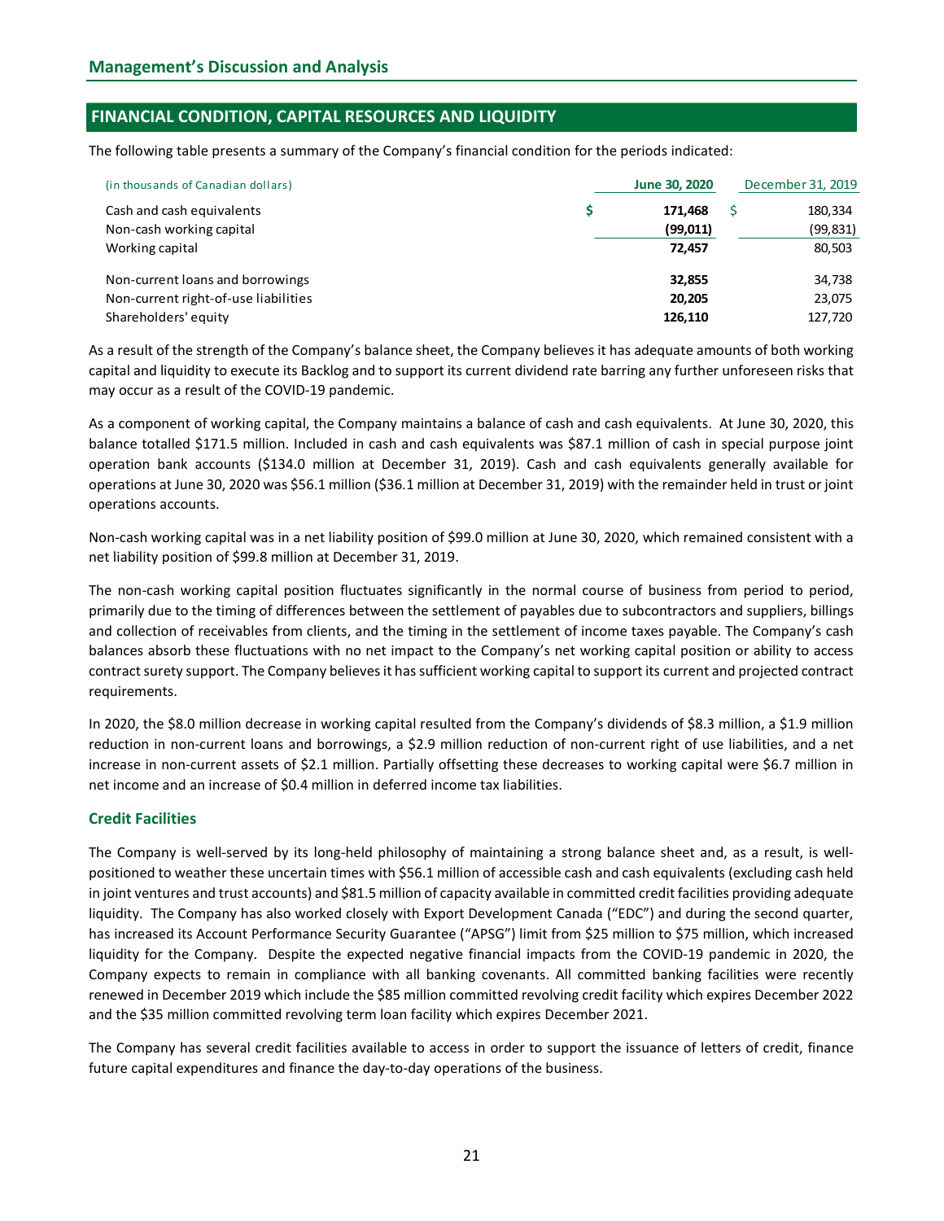## Management's Discussion and Analysis

## FINANCIAL CONDITION, CAPITAL RESOURCES AND LIQUIDITY

The following table presents a summary of the Company's financial condition for the periods indicated:

| (in thousands of Canadian dollars) | June 30, 2020 | December 31, 2019 |
|---|---|---|
| Cash and cash equivalents | $ 171,468 | $ 180,334 |
| Non-cash working capital | (99,011) | (99,831) |
| Working capital | 72,457 | 80,503 |
| | | |
| Non-current loans and borrowings | 32,855 | 34,738 |
| Non-current right-of-use liabilities | 20,205 | 23,075 |
| Shareholders' equity | 126,110 | 127,720 |

As a result of the strength of the Company's balance sheet, the Company believes it has adequate amounts of both working capital and liquidity to execute its Backlog and to support its current dividend rate barring any further unforeseen risks that may occur as a result of the COVID-19 pandemic.

As a component of working capital, the Company maintains a balance of cash and cash equivalents. At June 30, 2020, this balance totalled $171.5 million. Included in cash and cash equivalents was $87.1 million of cash in special purpose joint operation bank accounts ($134.0 million at December 31, 2019). Cash and cash equivalents generally available for operations at June 30, 2020 was $56.1 million ($36.1 million at December 31, 2019) with the remainder held in trust or joint operations accounts.

Non-cash working capital was in a net liability position of $99.0 million at June 30, 2020, which remained consistent with a net liability position of $99.8 million at December 31, 2019.

The non-cash working capital position fluctuates significantly in the normal course of business from period to period, primarily due to the timing of differences between the settlement of payables due to subcontractors and suppliers, billings and collection of receivables from clients, and the timing in the settlement of income taxes payable. The Company's cash balances absorb these fluctuations with no net impact to the Company's net working capital position or ability to access contract surety support. The Company believes it has sufficient working capital to support its current and projected contract requirements.

In 2020, the $8.0 million decrease in working capital resulted from the Company's dividends of $8.3 million, a $1.9 million reduction in non-current loans and borrowings, a $2.9 million reduction of non-current right of use liabilities, and a net increase in non-current assets of $2.1 million. Partially offsetting these decreases to working capital were $6.7 million in net income and an increase of $0.4 million in deferred income tax liabilities.

### Credit Facilities

The Company is well-served by its long-held philosophy of maintaining a strong balance sheet and, as a result, is well-positioned to weather these uncertain times with $56.1 million of accessible cash and cash equivalents (excluding cash held in joint ventures and trust accounts) and $81.5 million of capacity available in committed credit facilities providing adequate liquidity. The Company has also worked closely with Export Development Canada ("EDC") and during the second quarter, has increased its Account Performance Security Guarantee ("APSG") limit from $25 million to $75 million, which increased liquidity for the Company. Despite the expected negative financial impacts from the COVID-19 pandemic in 2020, the Company expects to remain in compliance with all banking covenants. All committed banking facilities were recently renewed in December 2019 which include the $85 million committed revolving credit facility which expires December 2022 and the $35 million committed revolving term loan facility which expires December 2021.

The Company has several credit facilities available to access in order to support the issuance of letters of credit, finance future capital expenditures and finance the day-to-day operations of the business.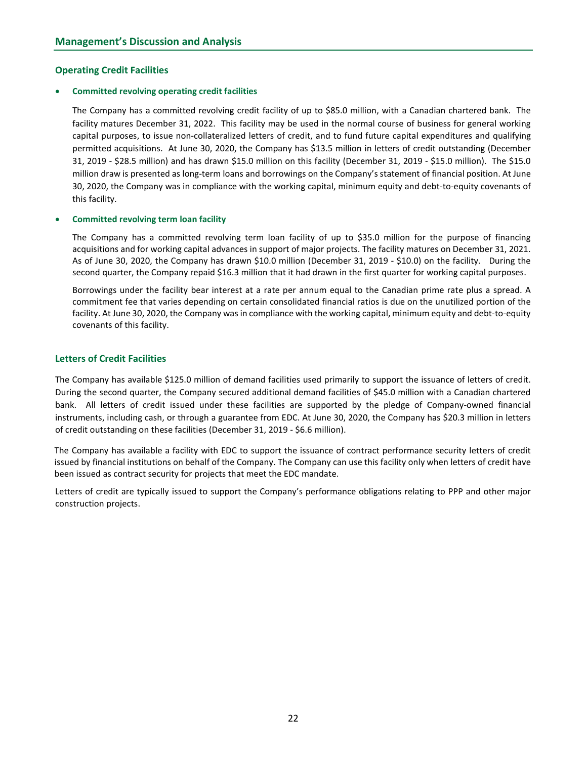## Management's Discussion and Analysis

### Operating Credit Facilities

- **Committed revolving operating credit facilities**

  The Company has a committed revolving credit facility of up to $85.0 million, with a Canadian chartered bank. The facility matures December 31, 2022. This facility may be used in the normal course of business for general working capital purposes, to issue non-collateralized letters of credit, and to fund future capital expenditures and qualifying permitted acquisitions. At June 30, 2020, the Company has $13.5 million in letters of credit outstanding (December 31, 2019 - $28.5 million) and has drawn $15.0 million on this facility (December 31, 2019 - $15.0 million). The $15.0 million draw is presented as long-term loans and borrowings on the Company's statement of financial position. At June 30, 2020, the Company was in compliance with the working capital, minimum equity and debt-to-equity covenants of this facility.

- **Committed revolving term loan facility**

  The Company has a committed revolving term loan facility of up to $35.0 million for the purpose of financing acquisitions and for working capital advances in support of major projects. The facility matures on December 31, 2021. As of June 30, 2020, the Company has drawn $10.0 million (December 31, 2019 - $10.0) on the facility. During the second quarter, the Company repaid $16.3 million that it had drawn in the first quarter for working capital purposes.

  Borrowings under the facility bear interest at a rate per annum equal to the Canadian prime rate plus a spread. A commitment fee that varies depending on certain consolidated financial ratios is due on the unutilized portion of the facility. At June 30, 2020, the Company was in compliance with the working capital, minimum equity and debt-to-equity covenants of this facility.

### Letters of Credit Facilities

The Company has available $125.0 million of demand facilities used primarily to support the issuance of letters of credit. During the second quarter, the Company secured additional demand facilities of $45.0 million with a Canadian chartered bank. All letters of credit issued under these facilities are supported by the pledge of Company-owned financial instruments, including cash, or through a guarantee from EDC. At June 30, 2020, the Company has $20.3 million in letters of credit outstanding on these facilities (December 31, 2019 - $6.6 million).

The Company has available a facility with EDC to support the issuance of contract performance security letters of credit issued by financial institutions on behalf of the Company. The Company can use this facility only when letters of credit have been issued as contract security for projects that meet the EDC mandate.

Letters of credit are typically issued to support the Company's performance obligations relating to PPP and other major construction projects.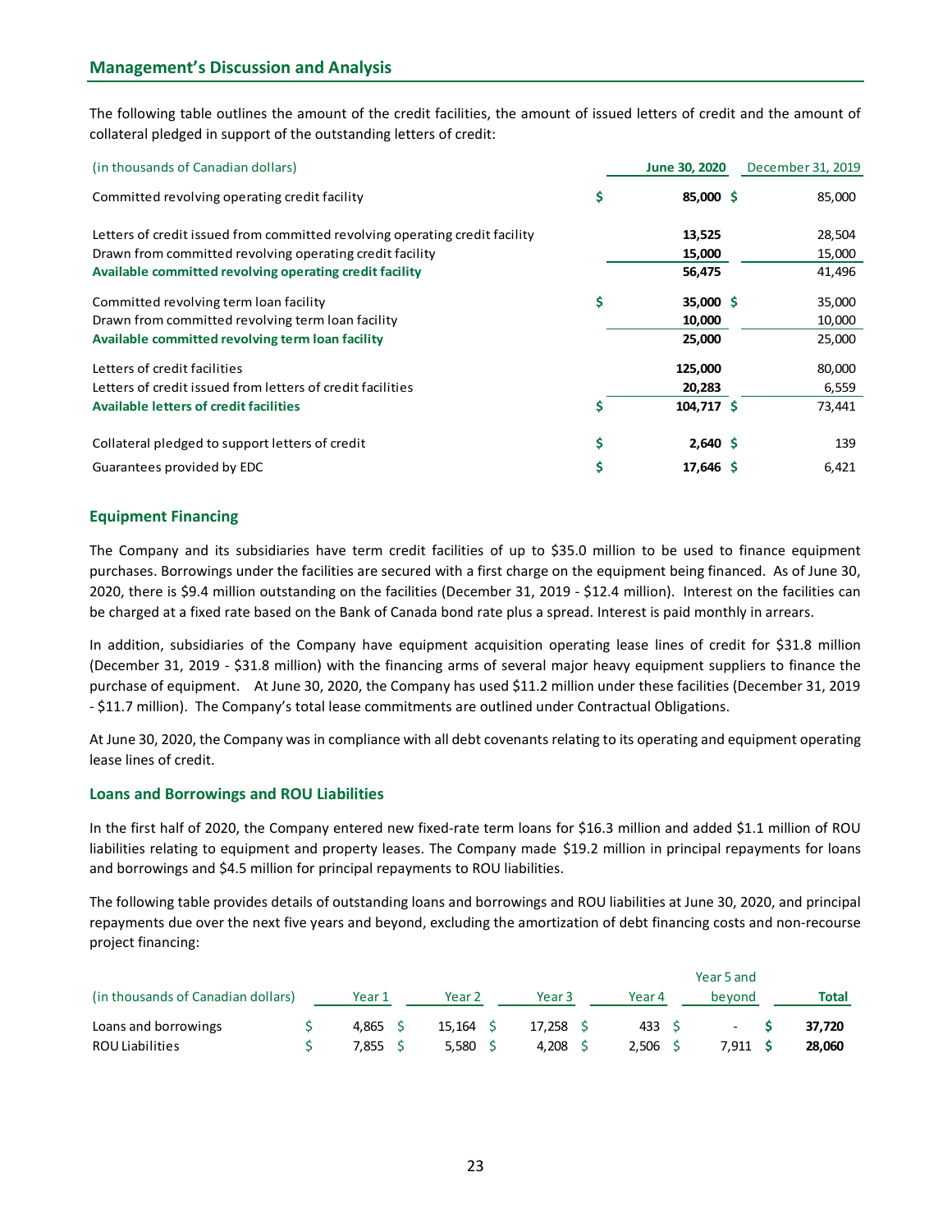## Management's Discussion and Analysis

The following table outlines the amount of the credit facilities, the amount of issued letters of credit and the amount of collateral pledged in support of the outstanding letters of credit:

| (in thousands of Canadian dollars) | June 30, 2020 | December 31, 2019 |
|---|---|---|
| Committed revolving operating credit facility | $ 85,000 | $ 85,000 |
| Letters of credit issued from committed revolving operating credit facility | 13,525 | 28,504 |
| Drawn from committed revolving operating credit facility | 15,000 | 15,000 |
| **Available committed revolving operating credit facility** | 56,475 | 41,496 |
| Committed revolving term loan facility | $ 35,000 | $ 35,000 |
| Drawn from committed revolving term loan facility | 10,000 | 10,000 |
| **Available committed revolving term loan facility** | 25,000 | 25,000 |
| Letters of credit facilities | 125,000 | 80,000 |
| Letters of credit issued from letters of credit facilities | 20,283 | 6,559 |
| **Available letters of credit facilities** | $ 104,717 | $ 73,441 |
| Collateral pledged to support letters of credit | $ 2,640 | $ 139 |
| Guarantees provided by EDC | $ 17,646 | $ 6,421 |

### Equipment Financing

The Company and its subsidiaries have term credit facilities of up to $35.0 million to be used to finance equipment purchases. Borrowings under the facilities are secured with a first charge on the equipment being financed. As of June 30, 2020, there is $9.4 million outstanding on the facilities (December 31, 2019 - $12.4 million). Interest on the facilities can be charged at a fixed rate based on the Bank of Canada bond rate plus a spread. Interest is paid monthly in arrears.

In addition, subsidiaries of the Company have equipment acquisition operating lease lines of credit for $31.8 million (December 31, 2019 - $31.8 million) with the financing arms of several major heavy equipment suppliers to finance the purchase of equipment. At June 30, 2020, the Company has used $11.2 million under these facilities (December 31, 2019 - $11.7 million). The Company's total lease commitments are outlined under Contractual Obligations.

At June 30, 2020, the Company was in compliance with all debt covenants relating to its operating and equipment operating lease lines of credit.

### Loans and Borrowings and ROU Liabilities

In the first half of 2020, the Company entered new fixed-rate term loans for $16.3 million and added $1.1 million of ROU liabilities relating to equipment and property leases. The Company made $19.2 million in principal repayments for loans and borrowings and $4.5 million for principal repayments to ROU liabilities.

The following table provides details of outstanding loans and borrowings and ROU liabilities at June 30, 2020, and principal repayments due over the next five years and beyond, excluding the amortization of debt financing costs and non-recourse project financing:

| (in thousands of Canadian dollars) | Year 1 | Year 2 | Year 3 | Year 4 | Year 5 and beyond | Total |
|---|---|---|---|---|---|---|
| Loans and borrowings | $ 4,865 | $ 15,164 | $ 17,258 | $ 433 | $ - | $ 37,720 |
| ROU Liabilities | $ 7,855 | $ 5,580 | $ 4,208 | $ 2,506 | $ 7,911 | $ 28,060 |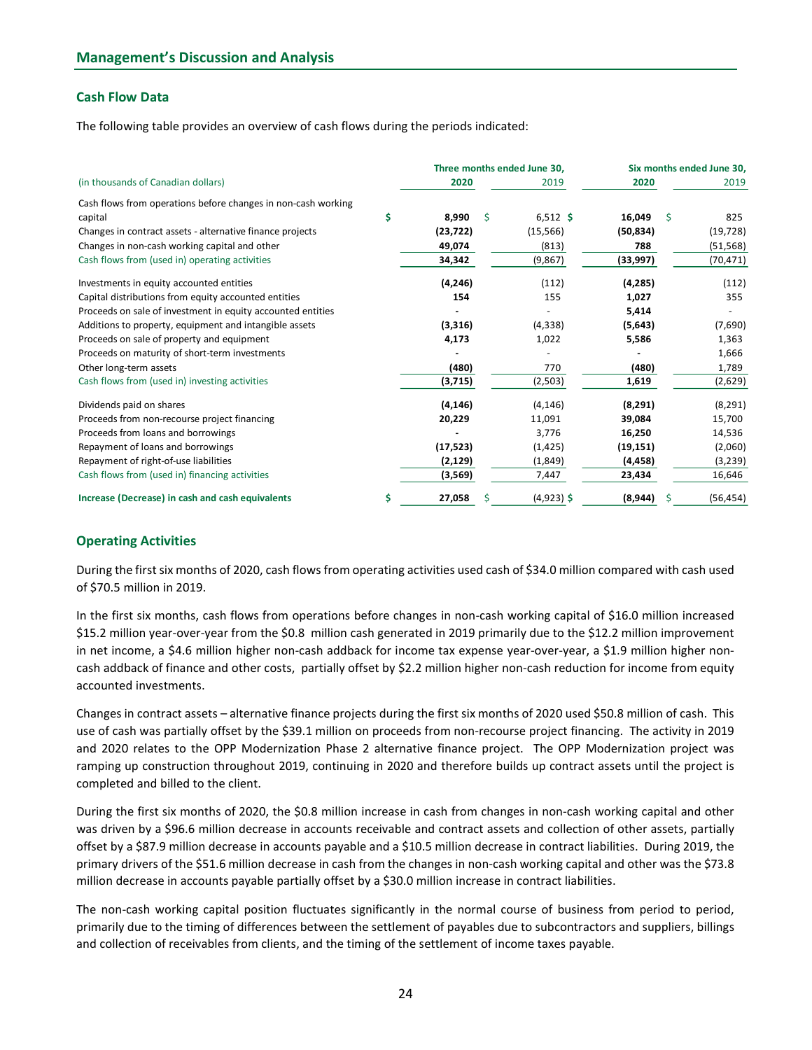## Management's Discussion and Analysis

### Cash Flow Data

The following table provides an overview of cash flows during the periods indicated:

| (in thousands of Canadian dollars) | Three months ended June 30, 2020 | Three months ended June 30, 2019 | Six months ended June 30, 2020 | Six months ended June 30, 2019 |
|---|---|---|---|---|
| Cash flows from operations before changes in non-cash working capital | $ **8,990** | $ 6,512 | $ **16,049** | $ 825 |
| Changes in contract assets - alternative finance projects | **(23,722)** | (15,566) | **(50,834)** | (19,728) |
| Changes in non-cash working capital and other | **49,074** | (813) | **788** | (51,568) |
| Cash flows from (used in) operating activities | **34,342** | (9,867) | **(33,997)** | (70,471) |
| Investments in equity accounted entities | **(4,246)** | (112) | **(4,285)** | (112) |
| Capital distributions from equity accounted entities | **154** | 155 | **1,027** | 355 |
| Proceeds on sale of investment in equity accounted entities | **-** | - | **5,414** | - |
| Additions to property, equipment and intangible assets | **(3,316)** | (4,338) | **(5,643)** | (7,690) |
| Proceeds on sale of property and equipment | **4,173** | 1,022 | **5,586** | 1,363 |
| Proceeds on maturity of short-term investments | **-** | - | **-** | 1,666 |
| Other long-term assets | **(480)** | 770 | **(480)** | 1,789 |
| Cash flows from (used in) investing activities | **(3,715)** | (2,503) | **1,619** | (2,629) |
| Dividends paid on shares | **(4,146)** | (4,146) | **(8,291)** | (8,291) |
| Proceeds from non-recourse project financing | **20,229** | 11,091 | **39,084** | 15,700 |
| Proceeds from loans and borrowings | **-** | 3,776 | **16,250** | 14,536 |
| Repayment of loans and borrowings | **(17,523)** | (1,425) | **(19,151)** | (2,060) |
| Repayment of right-of-use liabilities | **(2,129)** | (1,849) | **(4,458)** | (3,239) |
| Cash flows from (used in) financing activities | **(3,569)** | 7,447 | **23,434** | 16,646 |
| **Increase (Decrease) in cash and cash equivalents** | $ **27,058** | $ (4,923) | $ **(8,944)** | $ (56,454) |

### Operating Activities

During the first six months of 2020, cash flows from operating activities used cash of $34.0 million compared with cash used of $70.5 million in 2019.

In the first six months, cash flows from operations before changes in non-cash working capital of $16.0 million increased $15.2 million year-over-year from the $0.8 million cash generated in 2019 primarily due to the $12.2 million improvement in net income, a $4.6 million higher non-cash addback for income tax expense year-over-year, a $1.9 million higher non-cash addback of finance and other costs, partially offset by $2.2 million higher non-cash reduction for income from equity accounted investments.

Changes in contract assets – alternative finance projects during the first six months of 2020 used $50.8 million of cash. This use of cash was partially offset by the $39.1 million on proceeds from non-recourse project financing. The activity in 2019 and 2020 relates to the OPP Modernization Phase 2 alternative finance project. The OPP Modernization project was ramping up construction throughout 2019, continuing in 2020 and therefore builds up contract assets until the project is completed and billed to the client.

During the first six months of 2020, the $0.8 million increase in cash from changes in non-cash working capital and other was driven by a $96.6 million decrease in accounts receivable and contract assets and collection of other assets, partially offset by a $87.9 million decrease in accounts payable and a $10.5 million decrease in contract liabilities. During 2019, the primary drivers of the $51.6 million decrease in cash from the changes in non-cash working capital and other was the $73.8 million decrease in accounts payable partially offset by a $30.0 million increase in contract liabilities.

The non-cash working capital position fluctuates significantly in the normal course of business from period to period, primarily due to the timing of differences between the settlement of payables due to subcontractors and suppliers, billings and collection of receivables from clients, and the timing of the settlement of income taxes payable.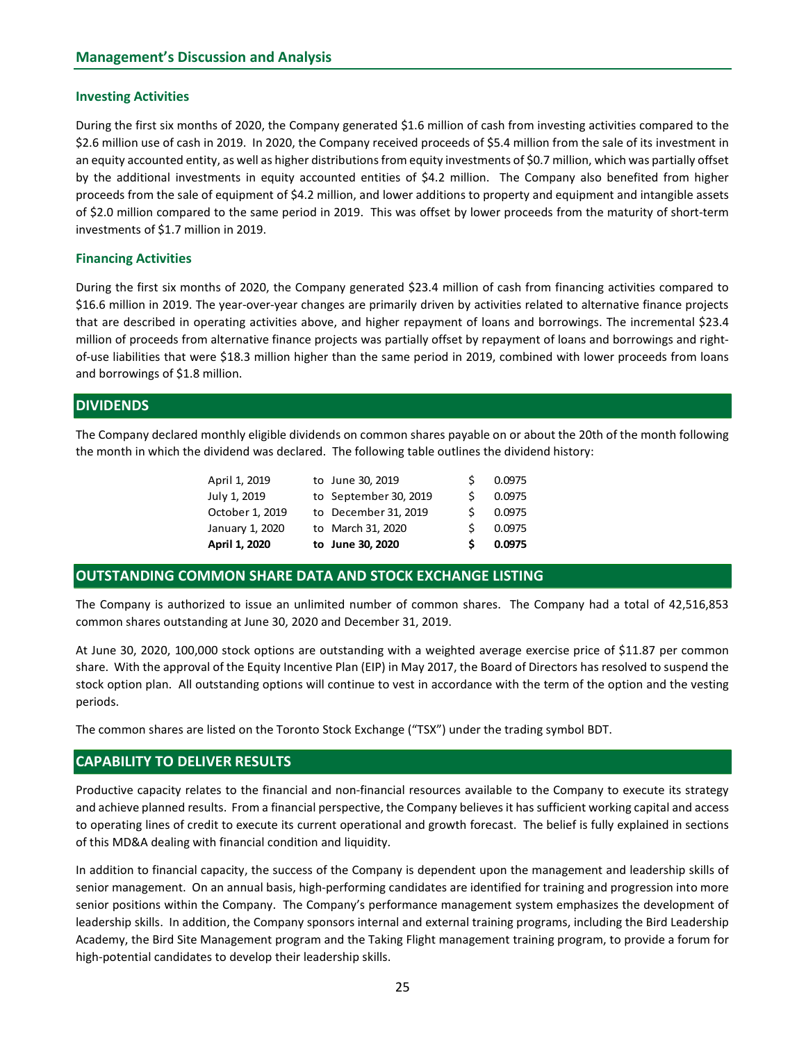## Management's Discussion and Analysis

### Investing Activities

During the first six months of 2020, the Company generated $1.6 million of cash from investing activities compared to the $2.6 million use of cash in 2019. In 2020, the Company received proceeds of $5.4 million from the sale of its investment in an equity accounted entity, as well as higher distributions from equity investments of $0.7 million, which was partially offset by the additional investments in equity accounted entities of $4.2 million. The Company also benefited from higher proceeds from the sale of equipment of $4.2 million, and lower additions to property and equipment and intangible assets of $2.0 million compared to the same period in 2019. This was offset by lower proceeds from the maturity of short-term investments of $1.7 million in 2019.

### Financing Activities

During the first six months of 2020, the Company generated $23.4 million of cash from financing activities compared to $16.6 million in 2019. The year-over-year changes are primarily driven by activities related to alternative finance projects that are described in operating activities above, and higher repayment of loans and borrowings. The incremental $23.4 million of proceeds from alternative finance projects was partially offset by repayment of loans and borrowings and right-of-use liabilities that were $18.3 million higher than the same period in 2019, combined with lower proceeds from loans and borrowings of $1.8 million.

## DIVIDENDS

The Company declared monthly eligible dividends on common shares payable on or about the 20th of the month following the month in which the dividend was declared. The following table outlines the dividend history:

| | | |
|---|---|---|
| April 1, 2019 | to June 30, 2019 | $ 0.0975 |
| July 1, 2019 | to September 30, 2019 | $ 0.0975 |
| October 1, 2019 | to December 31, 2019 | $ 0.0975 |
| January 1, 2020 | to March 31, 2020 | $ 0.0975 |
| **April 1, 2020** | **to June 30, 2020** | **$ 0.0975** |

## OUTSTANDING COMMON SHARE DATA AND STOCK EXCHANGE LISTING

The Company is authorized to issue an unlimited number of common shares. The Company had a total of 42,516,853 common shares outstanding at June 30, 2020 and December 31, 2019.

At June 30, 2020, 100,000 stock options are outstanding with a weighted average exercise price of $11.87 per common share. With the approval of the Equity Incentive Plan (EIP) in May 2017, the Board of Directors has resolved to suspend the stock option plan. All outstanding options will continue to vest in accordance with the term of the option and the vesting periods.

The common shares are listed on the Toronto Stock Exchange ("TSX") under the trading symbol BDT.

## CAPABILITY TO DELIVER RESULTS

Productive capacity relates to the financial and non-financial resources available to the Company to execute its strategy and achieve planned results. From a financial perspective, the Company believes it has sufficient working capital and access to operating lines of credit to execute its current operational and growth forecast. The belief is fully explained in sections of this MD&A dealing with financial condition and liquidity.

In addition to financial capacity, the success of the Company is dependent upon the management and leadership skills of senior management. On an annual basis, high-performing candidates are identified for training and progression into more senior positions within the Company. The Company's performance management system emphasizes the development of leadership skills. In addition, the Company sponsors internal and external training programs, including the Bird Leadership Academy, the Bird Site Management program and the Taking Flight management training program, to provide a forum for high-potential candidates to develop their leadership skills.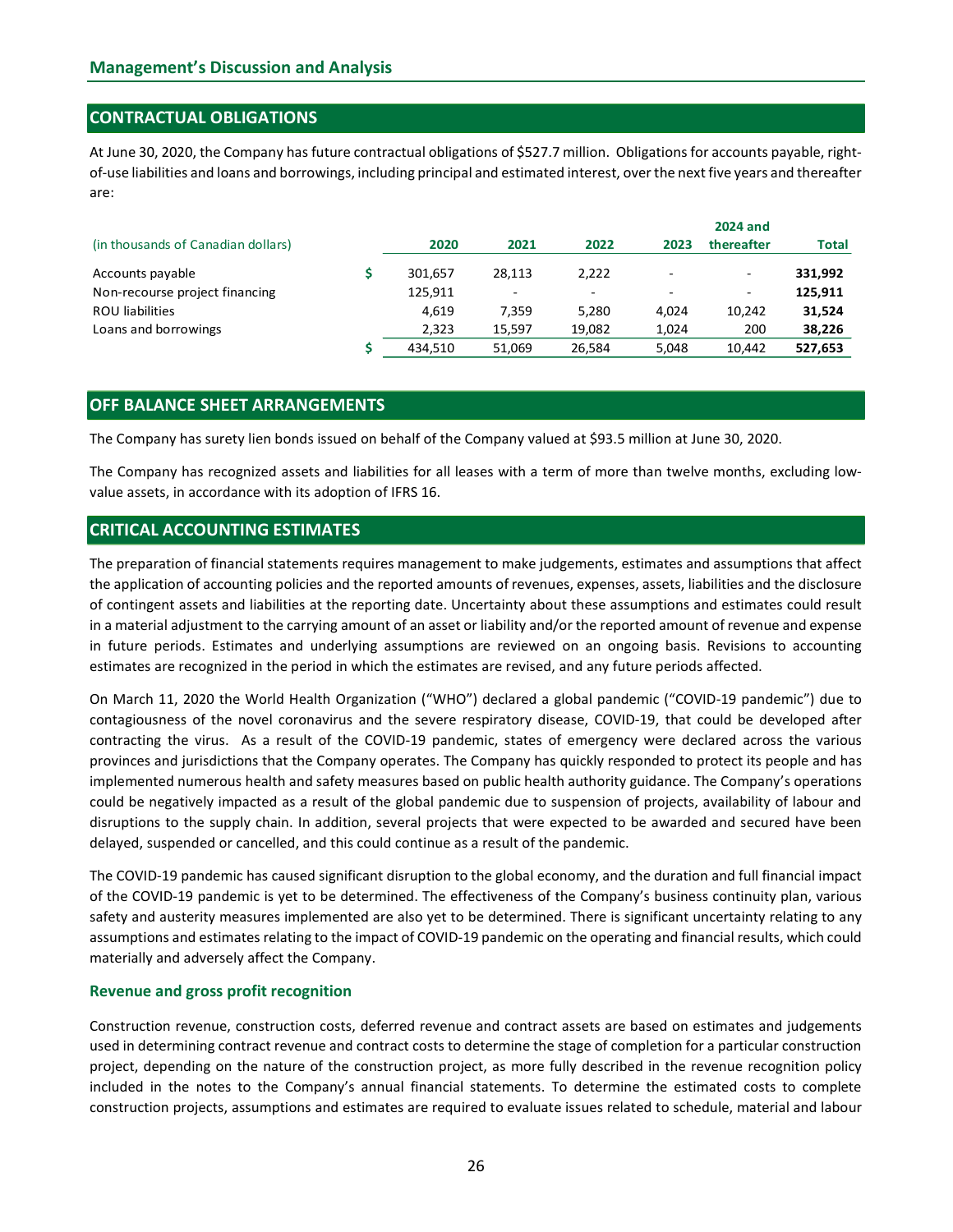## Management's Discussion and Analysis

## CONTRACTUAL OBLIGATIONS

At June 30, 2020, the Company has future contractual obligations of $527.7 million. Obligations for accounts payable, right-of-use liabilities and loans and borrowings, including principal and estimated interest, over the next five years and thereafter are:

| (in thousands of Canadian dollars) | | 2020 | 2021 | 2022 | 2023 | 2024 and thereafter | Total |
|---|---|---|---|---|---|---|---|
| Accounts payable | $ | 301,657 | 28,113 | 2,222 | - | - | **331,992** |
| Non-recourse project financing | | 125,911 | - | - | - | - | **125,911** |
| ROU liabilities | | 4,619 | 7,359 | 5,280 | 4,024 | 10,242 | **31,524** |
| Loans and borrowings | | 2,323 | 15,597 | 19,082 | 1,024 | 200 | **38,226** |
| | $ | 434,510 | 51,069 | 26,584 | 5,048 | 10,442 | **527,653** |

## OFF BALANCE SHEET ARRANGEMENTS

The Company has surety lien bonds issued on behalf of the Company valued at $93.5 million at June 30, 2020.

The Company has recognized assets and liabilities for all leases with a term of more than twelve months, excluding low-value assets, in accordance with its adoption of IFRS 16.

## CRITICAL ACCOUNTING ESTIMATES

The preparation of financial statements requires management to make judgements, estimates and assumptions that affect the application of accounting policies and the reported amounts of revenues, expenses, assets, liabilities and the disclosure of contingent assets and liabilities at the reporting date. Uncertainty about these assumptions and estimates could result in a material adjustment to the carrying amount of an asset or liability and/or the reported amount of revenue and expense in future periods. Estimates and underlying assumptions are reviewed on an ongoing basis. Revisions to accounting estimates are recognized in the period in which the estimates are revised, and any future periods affected.

On March 11, 2020 the World Health Organization ("WHO") declared a global pandemic ("COVID-19 pandemic") due to contagiousness of the novel coronavirus and the severe respiratory disease, COVID-19, that could be developed after contracting the virus. As a result of the COVID-19 pandemic, states of emergency were declared across the various provinces and jurisdictions that the Company operates. The Company has quickly responded to protect its people and has implemented numerous health and safety measures based on public health authority guidance. The Company's operations could be negatively impacted as a result of the global pandemic due to suspension of projects, availability of labour and disruptions to the supply chain. In addition, several projects that were expected to be awarded and secured have been delayed, suspended or cancelled, and this could continue as a result of the pandemic.

The COVID-19 pandemic has caused significant disruption to the global economy, and the duration and full financial impact of the COVID-19 pandemic is yet to be determined. The effectiveness of the Company's business continuity plan, various safety and austerity measures implemented are also yet to be determined. There is significant uncertainty relating to any assumptions and estimates relating to the impact of COVID-19 pandemic on the operating and financial results, which could materially and adversely affect the Company.

### Revenue and gross profit recognition

Construction revenue, construction costs, deferred revenue and contract assets are based on estimates and judgements used in determining contract revenue and contract costs to determine the stage of completion for a particular construction project, depending on the nature of the construction project, as more fully described in the revenue recognition policy included in the notes to the Company's annual financial statements. To determine the estimated costs to complete construction projects, assumptions and estimates are required to evaluate issues related to schedule, material and labour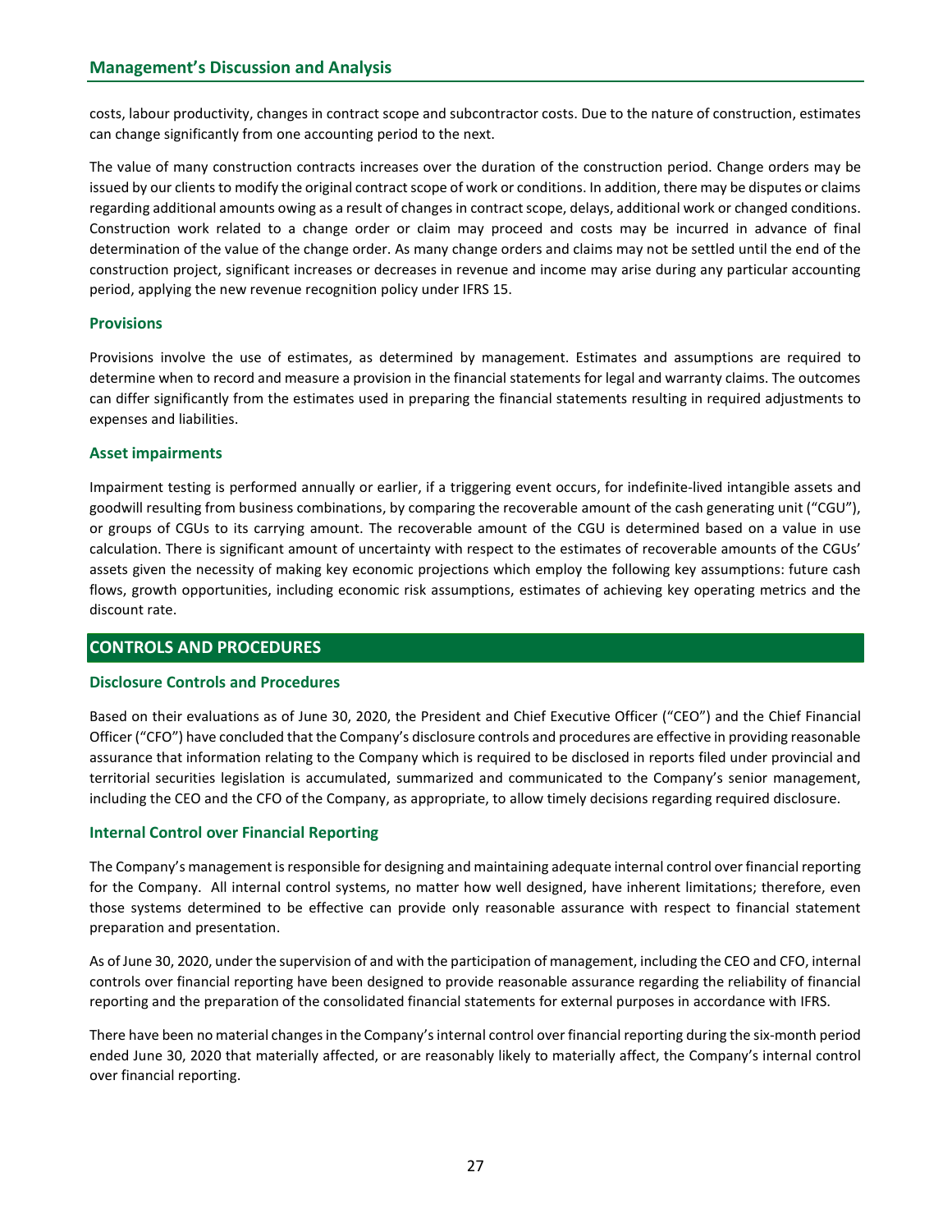costs, labour productivity, changes in contract scope and subcontractor costs. Due to the nature of construction, estimates can change significantly from one accounting period to the next.

The value of many construction contracts increases over the duration of the construction period. Change orders may be issued by our clients to modify the original contract scope of work or conditions. In addition, there may be disputes or claims regarding additional amounts owing as a result of changes in contract scope, delays, additional work or changed conditions. Construction work related to a change order or claim may proceed and costs may be incurred in advance of final determination of the value of the change order. As many change orders and claims may not be settled until the end of the construction project, significant increases or decreases in revenue and income may arise during any particular accounting period, applying the new revenue recognition policy under IFRS 15.

### Provisions

Provisions involve the use of estimates, as determined by management. Estimates and assumptions are required to determine when to record and measure a provision in the financial statements for legal and warranty claims. The outcomes can differ significantly from the estimates used in preparing the financial statements resulting in required adjustments to expenses and liabilities.

### Asset impairments

Impairment testing is performed annually or earlier, if a triggering event occurs, for indefinite-lived intangible assets and goodwill resulting from business combinations, by comparing the recoverable amount of the cash generating unit ("CGU"), or groups of CGUs to its carrying amount. The recoverable amount of the CGU is determined based on a value in use calculation. There is significant amount of uncertainty with respect to the estimates of recoverable amounts of the CGUs' assets given the necessity of making key economic projections which employ the following key assumptions: future cash flows, growth opportunities, including economic risk assumptions, estimates of achieving key operating metrics and the discount rate.

## CONTROLS AND PROCEDURES

### Disclosure Controls and Procedures

Based on their evaluations as of June 30, 2020, the President and Chief Executive Officer ("CEO") and the Chief Financial Officer ("CFO") have concluded that the Company's disclosure controls and procedures are effective in providing reasonable assurance that information relating to the Company which is required to be disclosed in reports filed under provincial and territorial securities legislation is accumulated, summarized and communicated to the Company's senior management, including the CEO and the CFO of the Company, as appropriate, to allow timely decisions regarding required disclosure.

### Internal Control over Financial Reporting

The Company's management is responsible for designing and maintaining adequate internal control over financial reporting for the Company. All internal control systems, no matter how well designed, have inherent limitations; therefore, even those systems determined to be effective can provide only reasonable assurance with respect to financial statement preparation and presentation.

As of June 30, 2020, under the supervision of and with the participation of management, including the CEO and CFO, internal controls over financial reporting have been designed to provide reasonable assurance regarding the reliability of financial reporting and the preparation of the consolidated financial statements for external purposes in accordance with IFRS.

There have been no material changes in the Company's internal control over financial reporting during the six-month period ended June 30, 2020 that materially affected, or are reasonably likely to materially affect, the Company's internal control over financial reporting.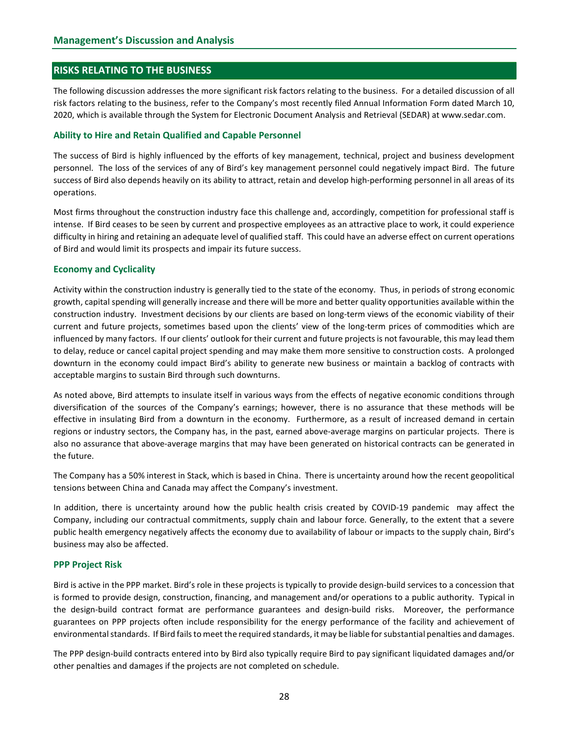## RISKS RELATING TO THE BUSINESS

The following discussion addresses the more significant risk factors relating to the business. For a detailed discussion of all risk factors relating to the business, refer to the Company's most recently filed Annual Information Form dated March 10, 2020, which is available through the System for Electronic Document Analysis and Retrieval (SEDAR) at www.sedar.com.

### Ability to Hire and Retain Qualified and Capable Personnel

The success of Bird is highly influenced by the efforts of key management, technical, project and business development personnel. The loss of the services of any of Bird's key management personnel could negatively impact Bird. The future success of Bird also depends heavily on its ability to attract, retain and develop high-performing personnel in all areas of its operations.

Most firms throughout the construction industry face this challenge and, accordingly, competition for professional staff is intense. If Bird ceases to be seen by current and prospective employees as an attractive place to work, it could experience difficulty in hiring and retaining an adequate level of qualified staff. This could have an adverse effect on current operations of Bird and would limit its prospects and impair its future success.

### Economy and Cyclicality

Activity within the construction industry is generally tied to the state of the economy. Thus, in periods of strong economic growth, capital spending will generally increase and there will be more and better quality opportunities available within the construction industry. Investment decisions by our clients are based on long-term views of the economic viability of their current and future projects, sometimes based upon the clients' view of the long-term prices of commodities which are influenced by many factors. If our clients' outlook for their current and future projects is not favourable, this may lead them to delay, reduce or cancel capital project spending and may make them more sensitive to construction costs. A prolonged downturn in the economy could impact Bird's ability to generate new business or maintain a backlog of contracts with acceptable margins to sustain Bird through such downturns.

As noted above, Bird attempts to insulate itself in various ways from the effects of negative economic conditions through diversification of the sources of the Company's earnings; however, there is no assurance that these methods will be effective in insulating Bird from a downturn in the economy. Furthermore, as a result of increased demand in certain regions or industry sectors, the Company has, in the past, earned above-average margins on particular projects. There is also no assurance that above-average margins that may have been generated on historical contracts can be generated in the future.

The Company has a 50% interest in Stack, which is based in China. There is uncertainty around how the recent geopolitical tensions between China and Canada may affect the Company's investment.

In addition, there is uncertainty around how the public health crisis created by COVID-19 pandemic may affect the Company, including our contractual commitments, supply chain and labour force. Generally, to the extent that a severe public health emergency negatively affects the economy due to availability of labour or impacts to the supply chain, Bird's business may also be affected.

### PPP Project Risk

Bird is active in the PPP market. Bird's role in these projects is typically to provide design-build services to a concession that is formed to provide design, construction, financing, and management and/or operations to a public authority. Typical in the design-build contract format are performance guarantees and design-build risks. Moreover, the performance guarantees on PPP projects often include responsibility for the energy performance of the facility and achievement of environmental standards. If Bird fails to meet the required standards, it may be liable for substantial penalties and damages.

The PPP design-build contracts entered into by Bird also typically require Bird to pay significant liquidated damages and/or other penalties and damages if the projects are not completed on schedule.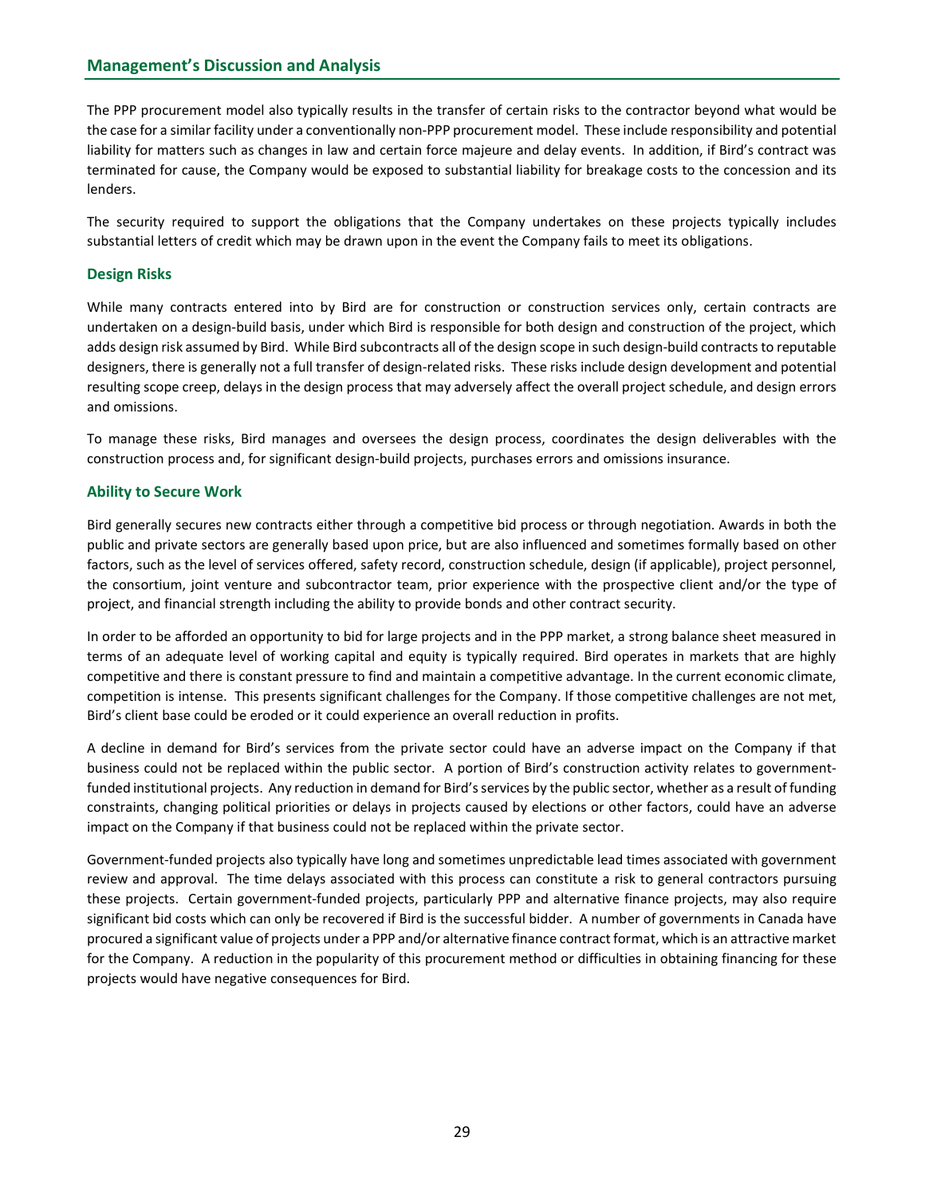The PPP procurement model also typically results in the transfer of certain risks to the contractor beyond what would be the case for a similar facility under a conventionally non-PPP procurement model. These include responsibility and potential liability for matters such as changes in law and certain force majeure and delay events. In addition, if Bird's contract was terminated for cause, the Company would be exposed to substantial liability for breakage costs to the concession and its lenders.

The security required to support the obligations that the Company undertakes on these projects typically includes substantial letters of credit which may be drawn upon in the event the Company fails to meet its obligations.

### Design Risks

While many contracts entered into by Bird are for construction or construction services only, certain contracts are undertaken on a design-build basis, under which Bird is responsible for both design and construction of the project, which adds design risk assumed by Bird. While Bird subcontracts all of the design scope in such design-build contracts to reputable designers, there is generally not a full transfer of design-related risks. These risks include design development and potential resulting scope creep, delays in the design process that may adversely affect the overall project schedule, and design errors and omissions.

To manage these risks, Bird manages and oversees the design process, coordinates the design deliverables with the construction process and, for significant design-build projects, purchases errors and omissions insurance.

### Ability to Secure Work

Bird generally secures new contracts either through a competitive bid process or through negotiation. Awards in both the public and private sectors are generally based upon price, but are also influenced and sometimes formally based on other factors, such as the level of services offered, safety record, construction schedule, design (if applicable), project personnel, the consortium, joint venture and subcontractor team, prior experience with the prospective client and/or the type of project, and financial strength including the ability to provide bonds and other contract security.

In order to be afforded an opportunity to bid for large projects and in the PPP market, a strong balance sheet measured in terms of an adequate level of working capital and equity is typically required. Bird operates in markets that are highly competitive and there is constant pressure to find and maintain a competitive advantage. In the current economic climate, competition is intense. This presents significant challenges for the Company. If those competitive challenges are not met, Bird's client base could be eroded or it could experience an overall reduction in profits.

A decline in demand for Bird's services from the private sector could have an adverse impact on the Company if that business could not be replaced within the public sector. A portion of Bird's construction activity relates to government-funded institutional projects. Any reduction in demand for Bird's services by the public sector, whether as a result of funding constraints, changing political priorities or delays in projects caused by elections or other factors, could have an adverse impact on the Company if that business could not be replaced within the private sector.

Government-funded projects also typically have long and sometimes unpredictable lead times associated with government review and approval. The time delays associated with this process can constitute a risk to general contractors pursuing these projects. Certain government-funded projects, particularly PPP and alternative finance projects, may also require significant bid costs which can only be recovered if Bird is the successful bidder. A number of governments in Canada have procured a significant value of projects under a PPP and/or alternative finance contract format, which is an attractive market for the Company. A reduction in the popularity of this procurement method or difficulties in obtaining financing for these projects would have negative consequences for Bird.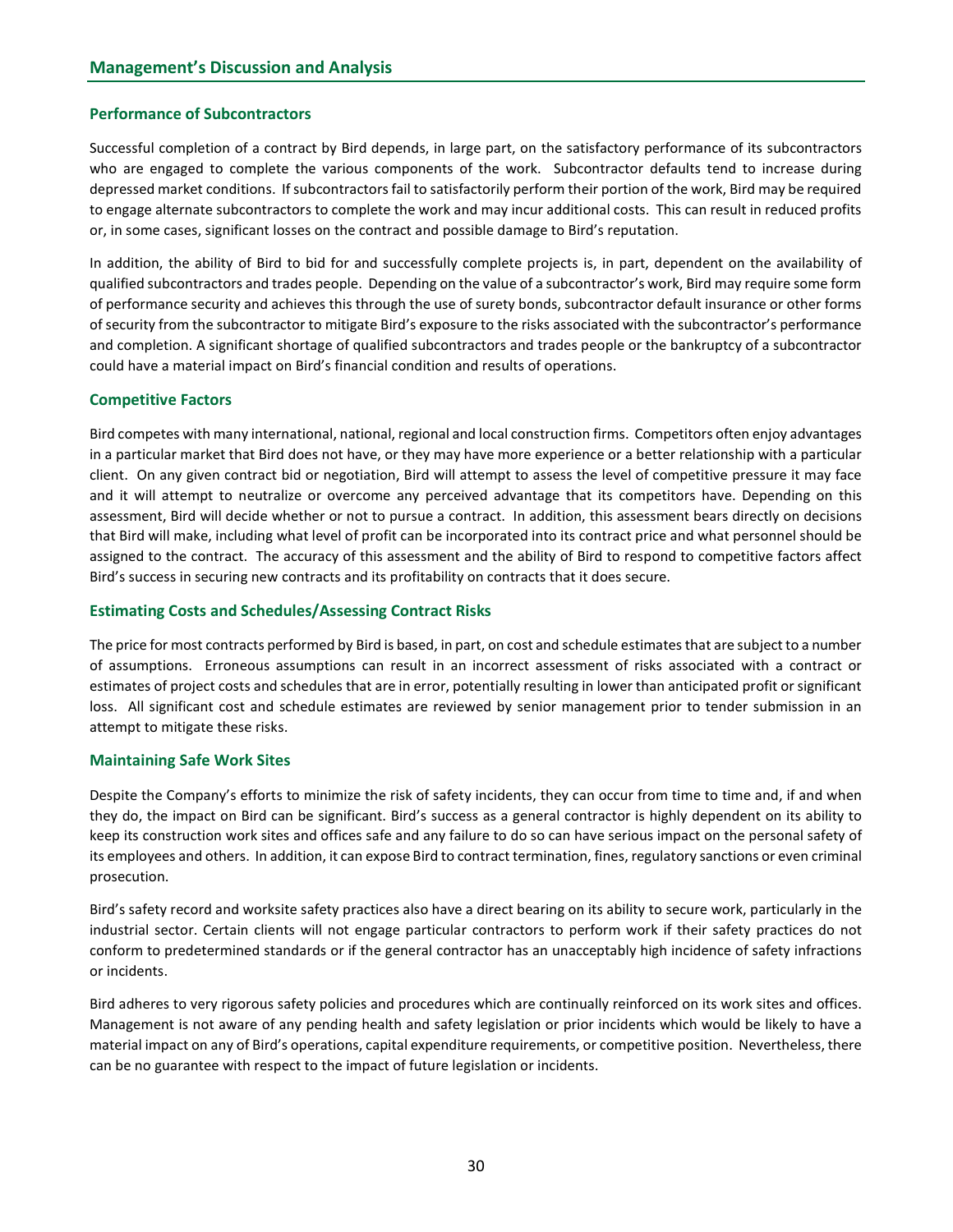# Management's Discussion and Analysis

## Performance of Subcontractors

Successful completion of a contract by Bird depends, in large part, on the satisfactory performance of its subcontractors who are engaged to complete the various components of the work. Subcontractor defaults tend to increase during depressed market conditions. If subcontractors fail to satisfactorily perform their portion of the work, Bird may be required to engage alternate subcontractors to complete the work and may incur additional costs. This can result in reduced profits or, in some cases, significant losses on the contract and possible damage to Bird's reputation.

In addition, the ability of Bird to bid for and successfully complete projects is, in part, dependent on the availability of qualified subcontractors and trades people. Depending on the value of a subcontractor's work, Bird may require some form of performance security and achieves this through the use of surety bonds, subcontractor default insurance or other forms of security from the subcontractor to mitigate Bird's exposure to the risks associated with the subcontractor's performance and completion. A significant shortage of qualified subcontractors and trades people or the bankruptcy of a subcontractor could have a material impact on Bird's financial condition and results of operations.

## Competitive Factors

Bird competes with many international, national, regional and local construction firms. Competitors often enjoy advantages in a particular market that Bird does not have, or they may have more experience or a better relationship with a particular client. On any given contract bid or negotiation, Bird will attempt to assess the level of competitive pressure it may face and it will attempt to neutralize or overcome any perceived advantage that its competitors have. Depending on this assessment, Bird will decide whether or not to pursue a contract. In addition, this assessment bears directly on decisions that Bird will make, including what level of profit can be incorporated into its contract price and what personnel should be assigned to the contract. The accuracy of this assessment and the ability of Bird to respond to competitive factors affect Bird's success in securing new contracts and its profitability on contracts that it does secure.

## Estimating Costs and Schedules/Assessing Contract Risks

The price for most contracts performed by Bird is based, in part, on cost and schedule estimates that are subject to a number of assumptions. Erroneous assumptions can result in an incorrect assessment of risks associated with a contract or estimates of project costs and schedules that are in error, potentially resulting in lower than anticipated profit or significant loss. All significant cost and schedule estimates are reviewed by senior management prior to tender submission in an attempt to mitigate these risks.

## Maintaining Safe Work Sites

Despite the Company's efforts to minimize the risk of safety incidents, they can occur from time to time and, if and when they do, the impact on Bird can be significant. Bird's success as a general contractor is highly dependent on its ability to keep its construction work sites and offices safe and any failure to do so can have serious impact on the personal safety of its employees and others. In addition, it can expose Bird to contract termination, fines, regulatory sanctions or even criminal prosecution.

Bird's safety record and worksite safety practices also have a direct bearing on its ability to secure work, particularly in the industrial sector. Certain clients will not engage particular contractors to perform work if their safety practices do not conform to predetermined standards or if the general contractor has an unacceptably high incidence of safety infractions or incidents.

Bird adheres to very rigorous safety policies and procedures which are continually reinforced on its work sites and offices. Management is not aware of any pending health and safety legislation or prior incidents which would be likely to have a material impact on any of Bird's operations, capital expenditure requirements, or competitive position. Nevertheless, there can be no guarantee with respect to the impact of future legislation or incidents.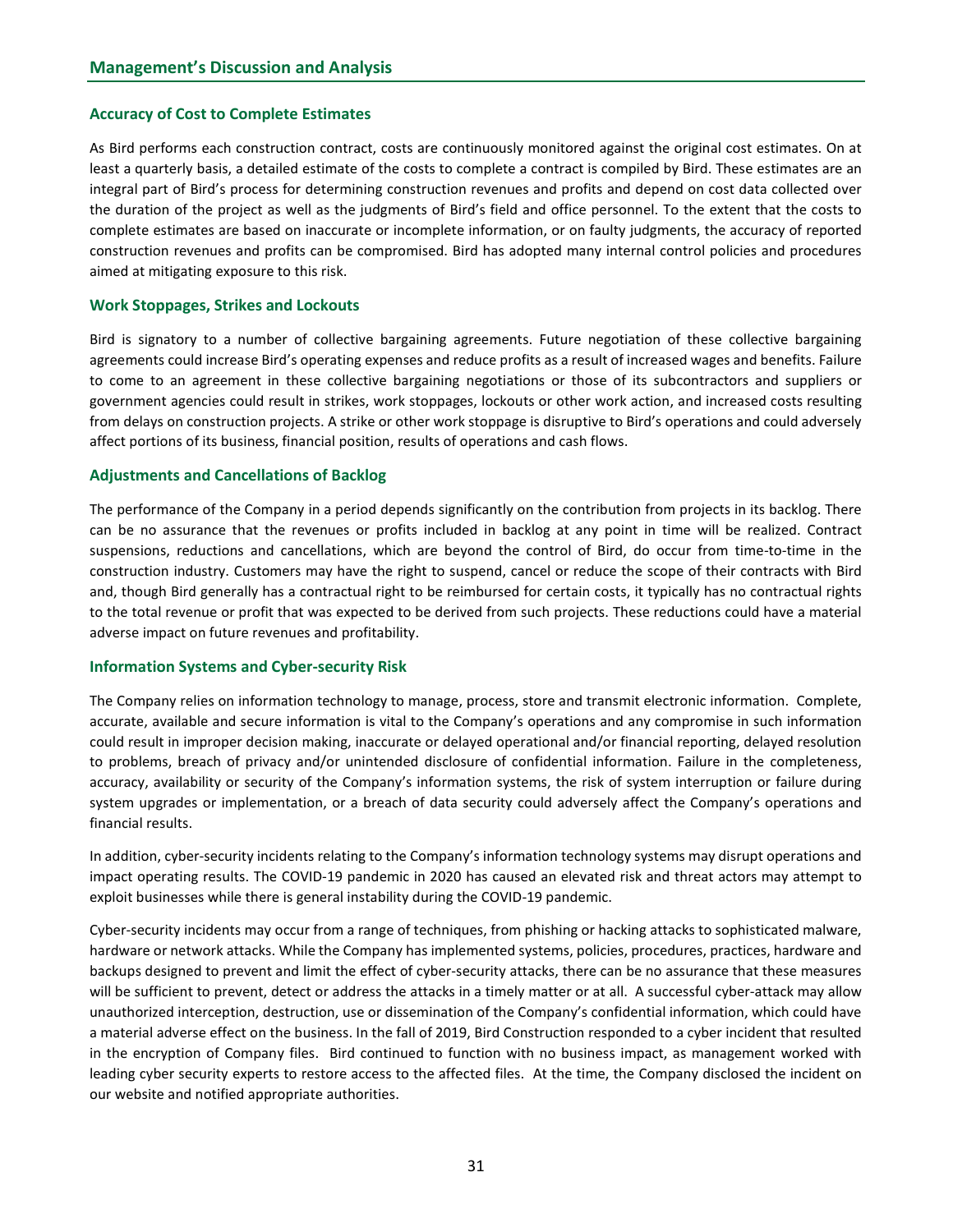## Accuracy of Cost to Complete Estimates

As Bird performs each construction contract, costs are continuously monitored against the original cost estimates. On at least a quarterly basis, a detailed estimate of the costs to complete a contract is compiled by Bird. These estimates are an integral part of Bird's process for determining construction revenues and profits and depend on cost data collected over the duration of the project as well as the judgments of Bird's field and office personnel. To the extent that the costs to complete estimates are based on inaccurate or incomplete information, or on faulty judgments, the accuracy of reported construction revenues and profits can be compromised. Bird has adopted many internal control policies and procedures aimed at mitigating exposure to this risk.

## Work Stoppages, Strikes and Lockouts

Bird is signatory to a number of collective bargaining agreements. Future negotiation of these collective bargaining agreements could increase Bird's operating expenses and reduce profits as a result of increased wages and benefits. Failure to come to an agreement in these collective bargaining negotiations or those of its subcontractors and suppliers or government agencies could result in strikes, work stoppages, lockouts or other work action, and increased costs resulting from delays on construction projects. A strike or other work stoppage is disruptive to Bird's operations and could adversely affect portions of its business, financial position, results of operations and cash flows.

## Adjustments and Cancellations of Backlog

The performance of the Company in a period depends significantly on the contribution from projects in its backlog. There can be no assurance that the revenues or profits included in backlog at any point in time will be realized. Contract suspensions, reductions and cancellations, which are beyond the control of Bird, do occur from time-to-time in the construction industry. Customers may have the right to suspend, cancel or reduce the scope of their contracts with Bird and, though Bird generally has a contractual right to be reimbursed for certain costs, it typically has no contractual rights to the total revenue or profit that was expected to be derived from such projects. These reductions could have a material adverse impact on future revenues and profitability.

## Information Systems and Cyber-security Risk

The Company relies on information technology to manage, process, store and transmit electronic information. Complete, accurate, available and secure information is vital to the Company's operations and any compromise in such information could result in improper decision making, inaccurate or delayed operational and/or financial reporting, delayed resolution to problems, breach of privacy and/or unintended disclosure of confidential information. Failure in the completeness, accuracy, availability or security of the Company's information systems, the risk of system interruption or failure during system upgrades or implementation, or a breach of data security could adversely affect the Company's operations and financial results.

In addition, cyber-security incidents relating to the Company's information technology systems may disrupt operations and impact operating results. The COVID-19 pandemic in 2020 has caused an elevated risk and threat actors may attempt to exploit businesses while there is general instability during the COVID-19 pandemic.

Cyber-security incidents may occur from a range of techniques, from phishing or hacking attacks to sophisticated malware, hardware or network attacks. While the Company has implemented systems, policies, procedures, practices, hardware and backups designed to prevent and limit the effect of cyber-security attacks, there can be no assurance that these measures will be sufficient to prevent, detect or address the attacks in a timely matter or at all. A successful cyber-attack may allow unauthorized interception, destruction, use or dissemination of the Company's confidential information, which could have a material adverse effect on the business. In the fall of 2019, Bird Construction responded to a cyber incident that resulted in the encryption of Company files. Bird continued to function with no business impact, as management worked with leading cyber security experts to restore access to the affected files. At the time, the Company disclosed the incident on our website and notified appropriate authorities.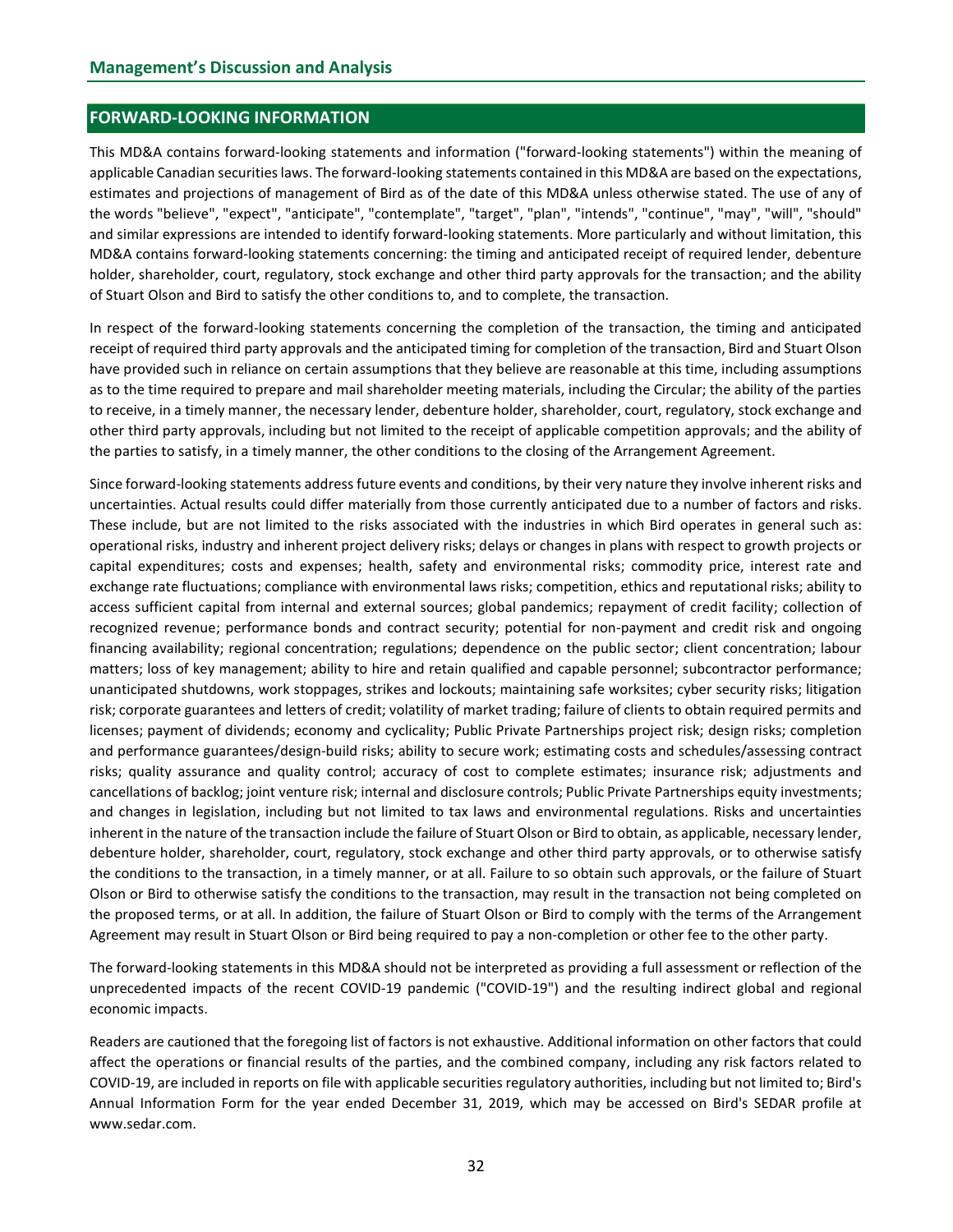## FORWARD-LOOKING INFORMATION

This MD&A contains forward-looking statements and information ("forward-looking statements") within the meaning of applicable Canadian securities laws. The forward-looking statements contained in this MD&A are based on the expectations, estimates and projections of management of Bird as of the date of this MD&A unless otherwise stated. The use of any of the words "believe", "expect", "anticipate", "contemplate", "target", "plan", "intends", "continue", "may", "will", "should" and similar expressions are intended to identify forward-looking statements. More particularly and without limitation, this MD&A contains forward-looking statements concerning: the timing and anticipated receipt of required lender, debenture holder, shareholder, court, regulatory, stock exchange and other third party approvals for the transaction; and the ability of Stuart Olson and Bird to satisfy the other conditions to, and to complete, the transaction.

In respect of the forward-looking statements concerning the completion of the transaction, the timing and anticipated receipt of required third party approvals and the anticipated timing for completion of the transaction, Bird and Stuart Olson have provided such in reliance on certain assumptions that they believe are reasonable at this time, including assumptions as to the time required to prepare and mail shareholder meeting materials, including the Circular; the ability of the parties to receive, in a timely manner, the necessary lender, debenture holder, shareholder, court, regulatory, stock exchange and other third party approvals, including but not limited to the receipt of applicable competition approvals; and the ability of the parties to satisfy, in a timely manner, the other conditions to the closing of the Arrangement Agreement.

Since forward-looking statements address future events and conditions, by their very nature they involve inherent risks and uncertainties. Actual results could differ materially from those currently anticipated due to a number of factors and risks. These include, but are not limited to the risks associated with the industries in which Bird operates in general such as: operational risks, industry and inherent project delivery risks; delays or changes in plans with respect to growth projects or capital expenditures; costs and expenses; health, safety and environmental risks; commodity price, interest rate and exchange rate fluctuations; compliance with environmental laws risks; competition, ethics and reputational risks; ability to access sufficient capital from internal and external sources; global pandemics; repayment of credit facility; collection of recognized revenue; performance bonds and contract security; potential for non-payment and credit risk and ongoing financing availability; regional concentration; regulations; dependence on the public sector; client concentration; labour matters; loss of key management; ability to hire and retain qualified and capable personnel; subcontractor performance; unanticipated shutdowns, work stoppages, strikes and lockouts; maintaining safe worksites; cyber security risks; litigation risk; corporate guarantees and letters of credit; volatility of market trading; failure of clients to obtain required permits and licenses; payment of dividends; economy and cyclicality; Public Private Partnerships project risk; design risks; completion and performance guarantees/design-build risks; ability to secure work; estimating costs and schedules/assessing contract risks; quality assurance and quality control; accuracy of cost to complete estimates; insurance risk; adjustments and cancellations of backlog; joint venture risk; internal and disclosure controls; Public Private Partnerships equity investments; and changes in legislation, including but not limited to tax laws and environmental regulations. Risks and uncertainties inherent in the nature of the transaction include the failure of Stuart Olson or Bird to obtain, as applicable, necessary lender, debenture holder, shareholder, court, regulatory, stock exchange and other third party approvals, or to otherwise satisfy the conditions to the transaction, in a timely manner, or at all. Failure to so obtain such approvals, or the failure of Stuart Olson or Bird to otherwise satisfy the conditions to the transaction, may result in the transaction not being completed on the proposed terms, or at all. In addition, the failure of Stuart Olson or Bird to comply with the terms of the Arrangement Agreement may result in Stuart Olson or Bird being required to pay a non-completion or other fee to the other party.

The forward-looking statements in this MD&A should not be interpreted as providing a full assessment or reflection of the unprecedented impacts of the recent COVID-19 pandemic ("COVID-19") and the resulting indirect global and regional economic impacts.

Readers are cautioned that the foregoing list of factors is not exhaustive. Additional information on other factors that could affect the operations or financial results of the parties, and the combined company, including any risk factors related to COVID-19, are included in reports on file with applicable securities regulatory authorities, including but not limited to; Bird's Annual Information Form for the year ended December 31, 2019, which may be accessed on Bird's SEDAR profile at www.sedar.com.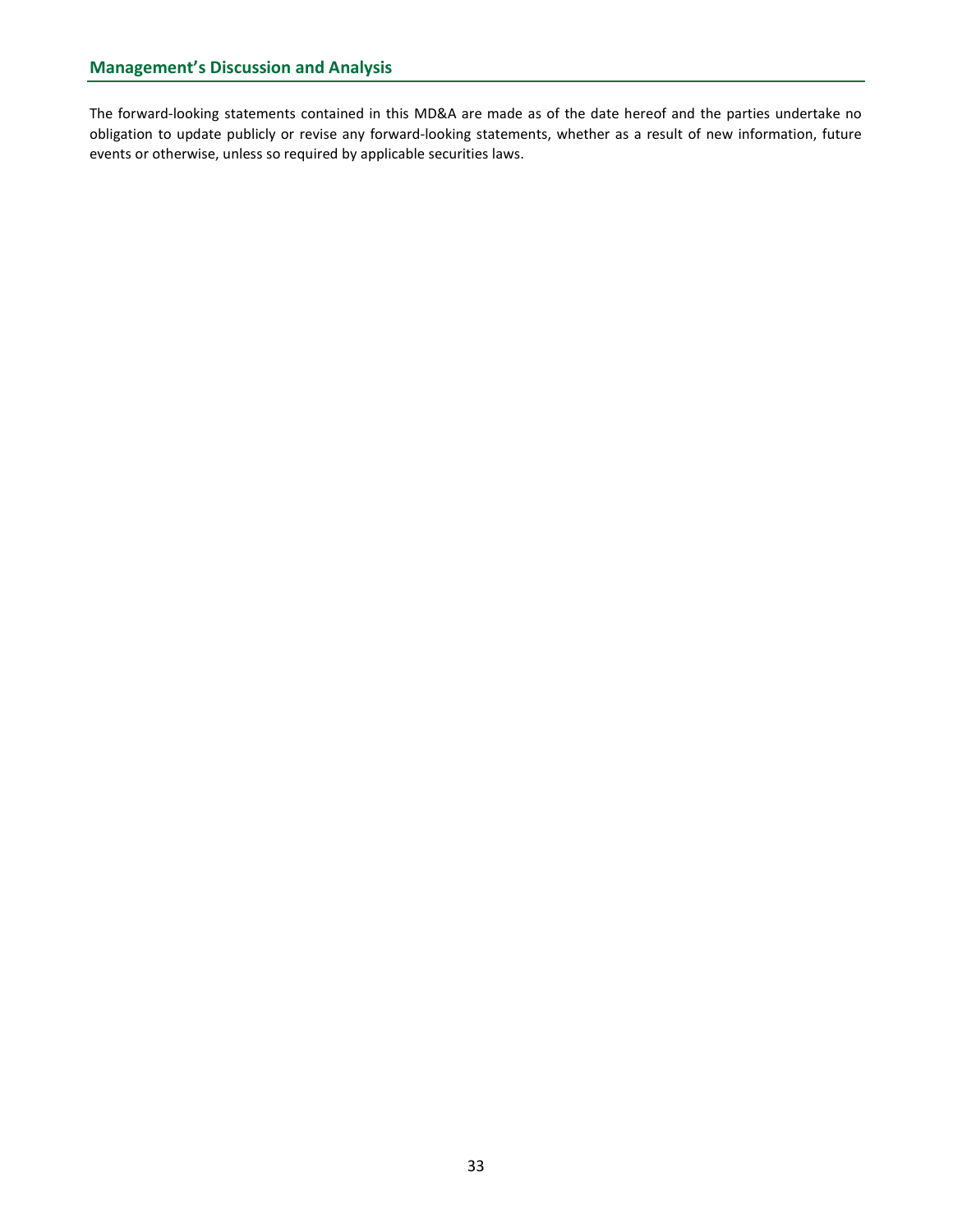The forward-looking statements contained in this MD&A are made as of the date hereof and the parties undertake no obligation to update publicly or revise any forward-looking statements, whether as a result of new information, future events or otherwise, unless so required by applicable securities laws.